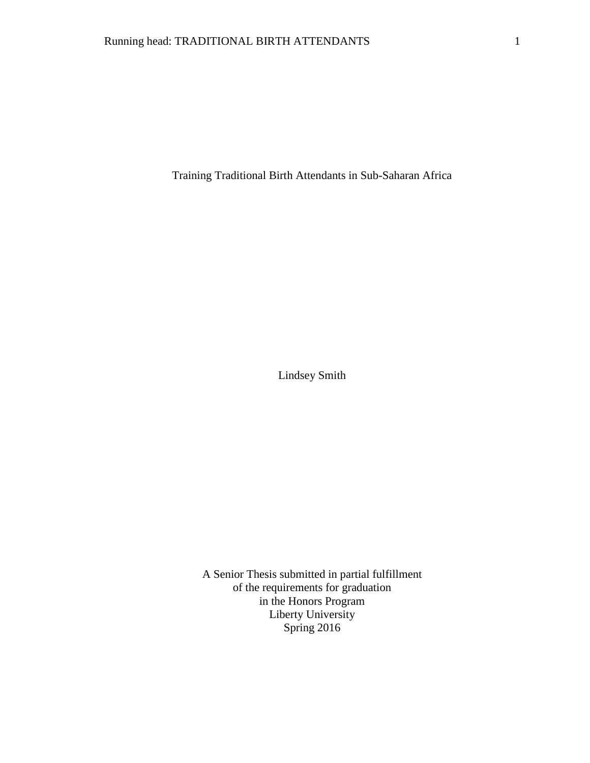# Training Traditional Birth Attendants in Sub-Saharan Africa

Lindsey Smith

A Senior Thesis submitted in partial fulfillment
of the requirements for graduation
in the Honors Program
Liberty University
Spring 2016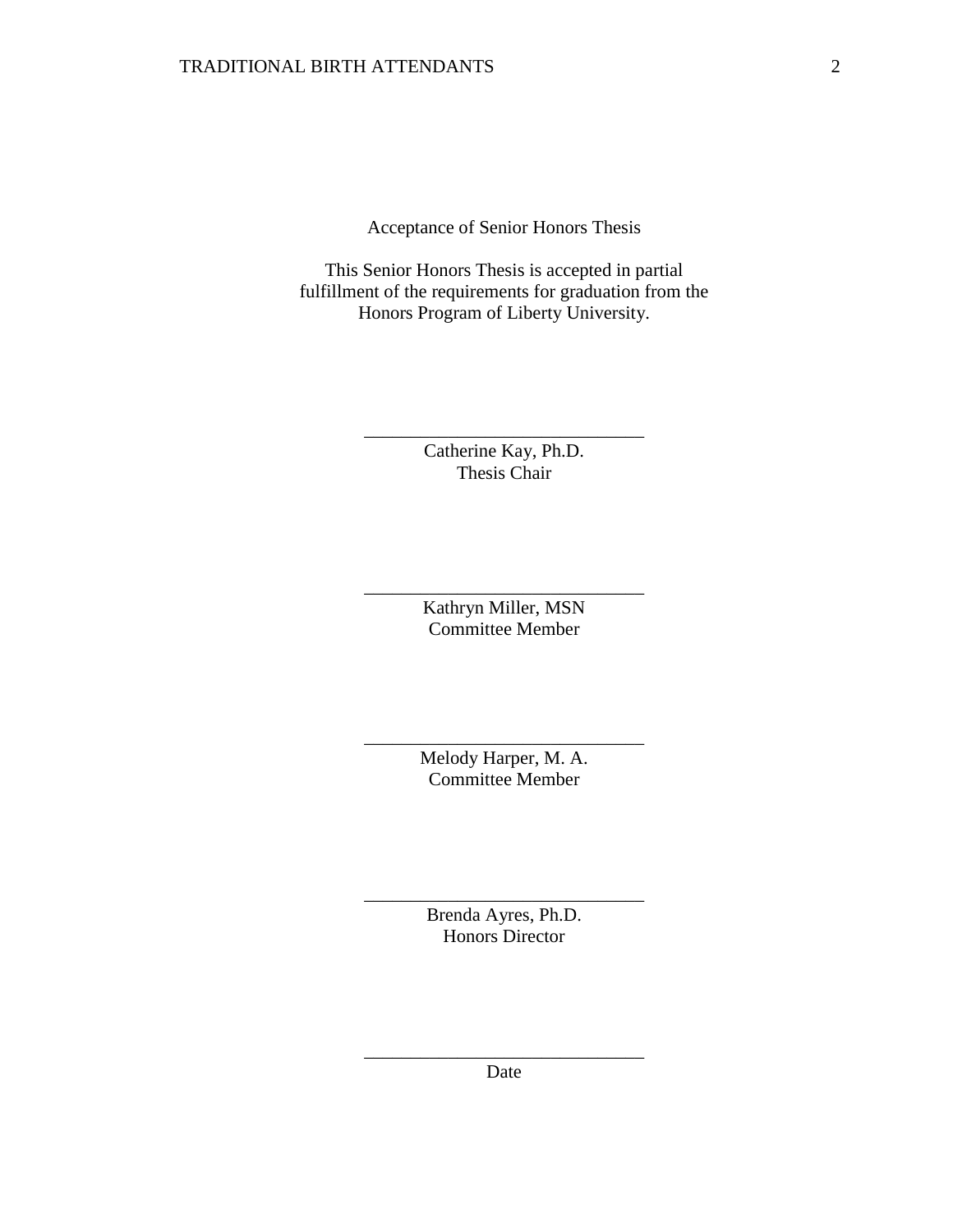Acceptance of Senior Honors Thesis

This Senior Honors Thesis is accepted in partial fulfillment of the requirements for graduation from the Honors Program of Liberty University.

______________________________
Catherine Kay, Ph.D.
Thesis Chair

______________________________
Kathryn Miller, MSN
Committee Member

______________________________
Melody Harper, M. A.
Committee Member

______________________________
Brenda Ayres, Ph.D.
Honors Director

______________________________
Date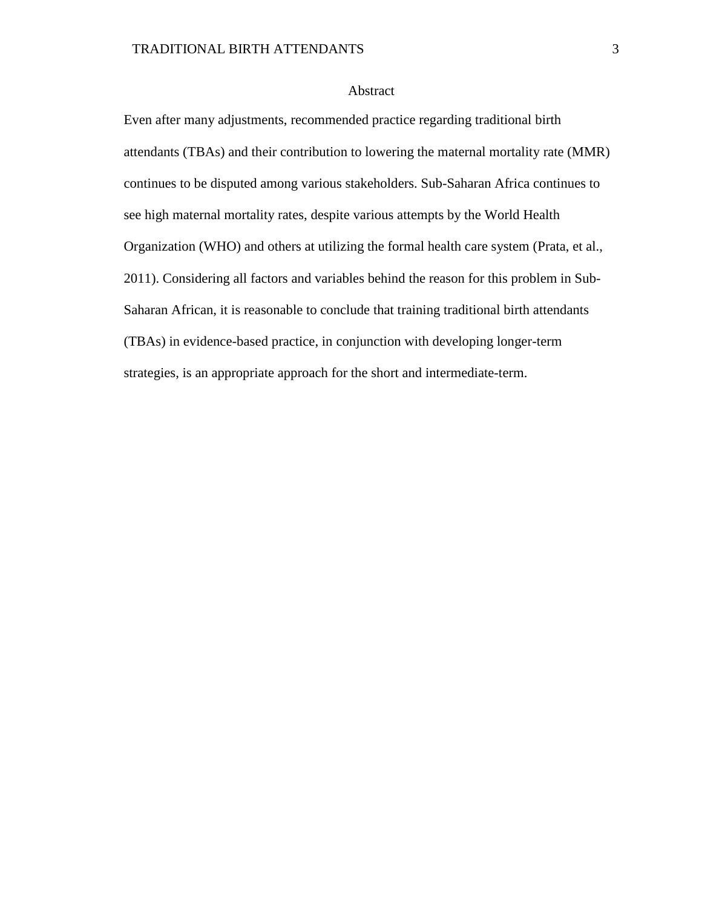# Abstract

Even after many adjustments, recommended practice regarding traditional birth attendants (TBAs) and their contribution to lowering the maternal mortality rate (MMR) continues to be disputed among various stakeholders. Sub-Saharan Africa continues to see high maternal mortality rates, despite various attempts by the World Health Organization (WHO) and others at utilizing the formal health care system (Prata, et al., 2011). Considering all factors and variables behind the reason for this problem in Sub-Saharan African, it is reasonable to conclude that training traditional birth attendants (TBAs) in evidence-based practice, in conjunction with developing longer-term strategies, is an appropriate approach for the short and intermediate-term.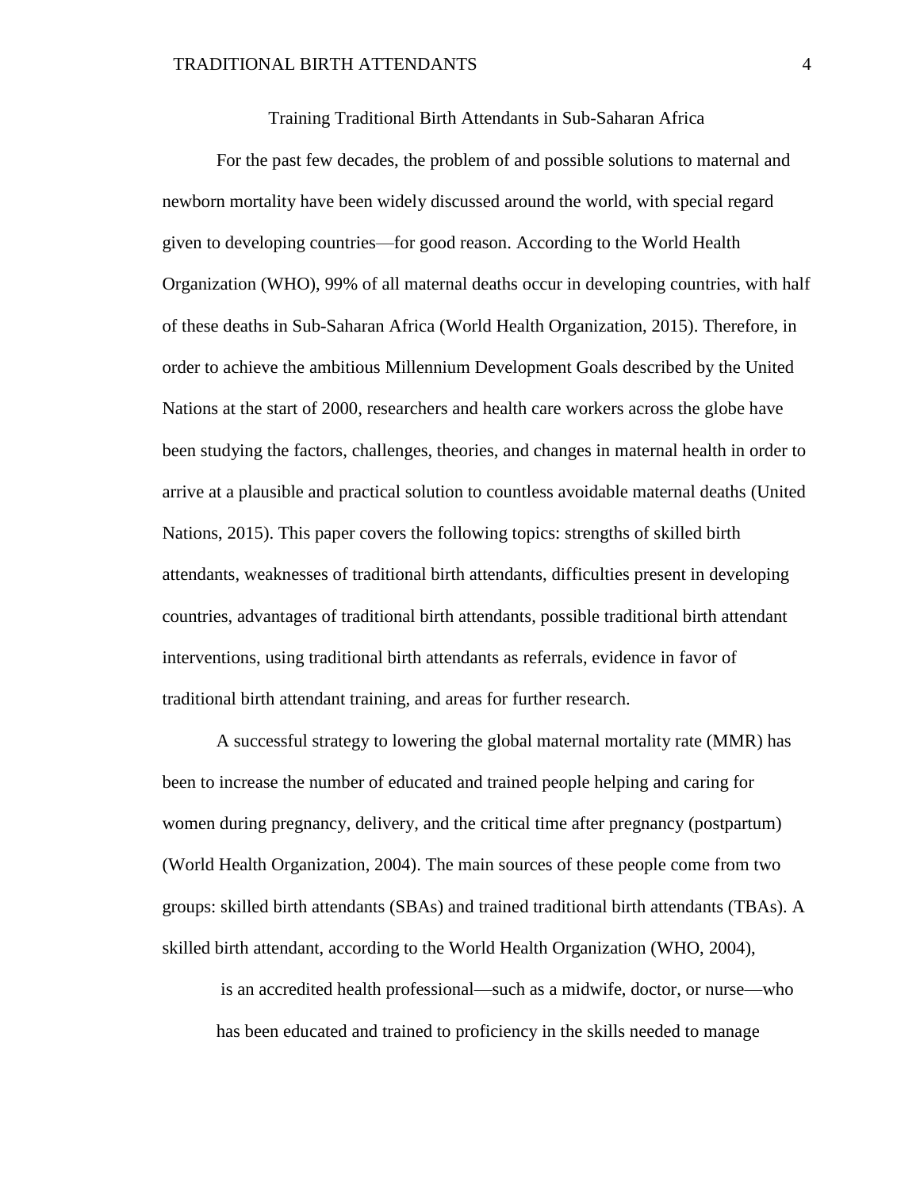# Training Traditional Birth Attendants in Sub-Saharan Africa

For the past few decades, the problem of and possible solutions to maternal and newborn mortality have been widely discussed around the world, with special regard given to developing countries—for good reason. According to the World Health Organization (WHO), 99% of all maternal deaths occur in developing countries, with half of these deaths in Sub-Saharan Africa (World Health Organization, 2015). Therefore, in order to achieve the ambitious Millennium Development Goals described by the United Nations at the start of 2000, researchers and health care workers across the globe have been studying the factors, challenges, theories, and changes in maternal health in order to arrive at a plausible and practical solution to countless avoidable maternal deaths (United Nations, 2015). This paper covers the following topics: strengths of skilled birth attendants, weaknesses of traditional birth attendants, difficulties present in developing countries, advantages of traditional birth attendants, possible traditional birth attendant interventions, using traditional birth attendants as referrals, evidence in favor of traditional birth attendant training, and areas for further research.

A successful strategy to lowering the global maternal mortality rate (MMR) has been to increase the number of educated and trained people helping and caring for women during pregnancy, delivery, and the critical time after pregnancy (postpartum) (World Health Organization, 2004). The main sources of these people come from two groups: skilled birth attendants (SBAs) and trained traditional birth attendants (TBAs). A skilled birth attendant, according to the World Health Organization (WHO, 2004),

> is an accredited health professional—such as a midwife, doctor, or nurse—who has been educated and trained to proficiency in the skills needed to manage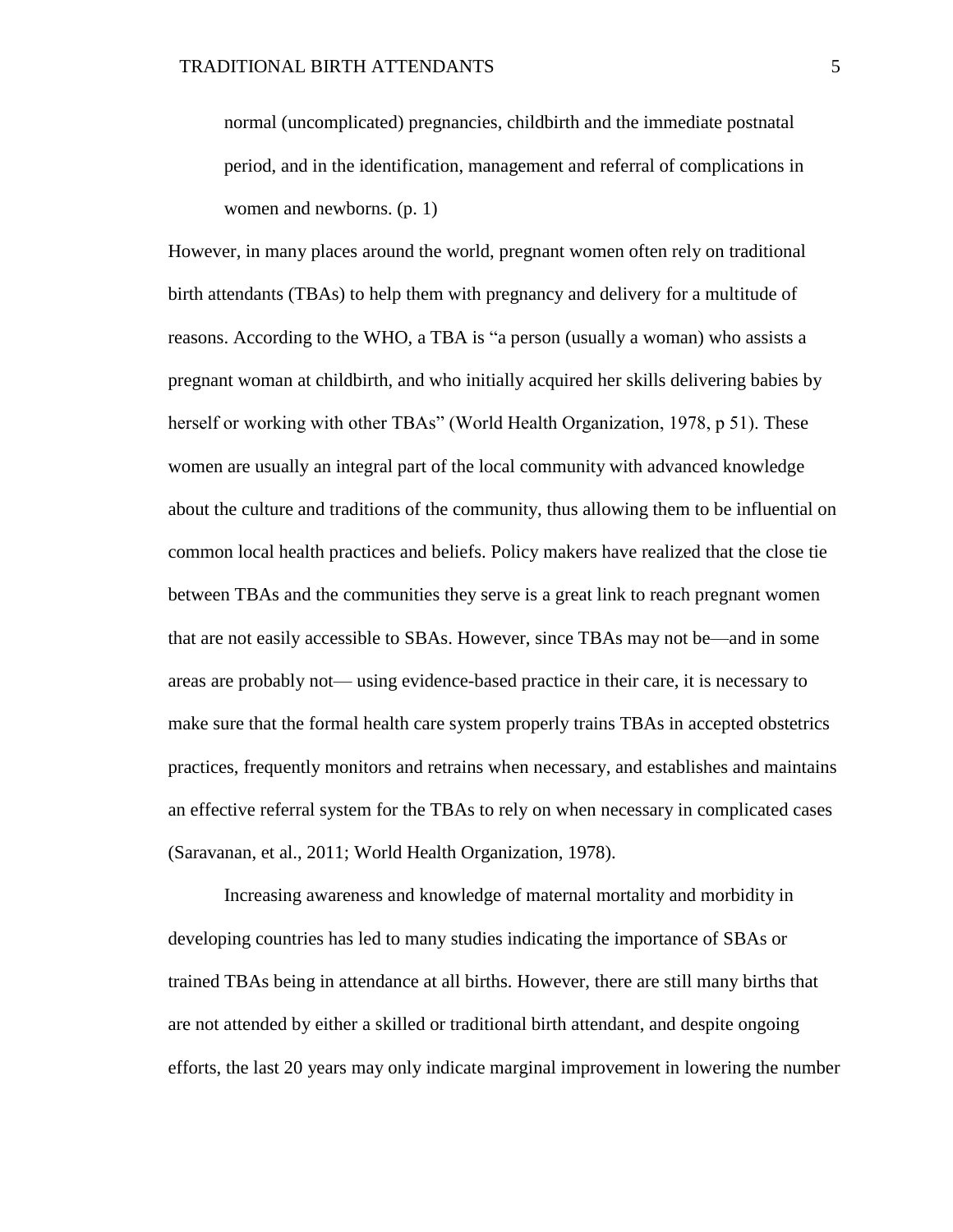> normal (uncomplicated) pregnancies, childbirth and the immediate postnatal period, and in the identification, management and referral of complications in women and newborns. (p. 1)

However, in many places around the world, pregnant women often rely on traditional birth attendants (TBAs) to help them with pregnancy and delivery for a multitude of reasons. According to the WHO, a TBA is "a person (usually a woman) who assists a pregnant woman at childbirth, and who initially acquired her skills delivering babies by herself or working with other TBAs" (World Health Organization, 1978, p 51). These women are usually an integral part of the local community with advanced knowledge about the culture and traditions of the community, thus allowing them to be influential on common local health practices and beliefs. Policy makers have realized that the close tie between TBAs and the communities they serve is a great link to reach pregnant women that are not easily accessible to SBAs. However, since TBAs may not be—and in some areas are probably not— using evidence-based practice in their care, it is necessary to make sure that the formal health care system properly trains TBAs in accepted obstetrics practices, frequently monitors and retrains when necessary, and establishes and maintains an effective referral system for the TBAs to rely on when necessary in complicated cases (Saravanan, et al., 2011; World Health Organization, 1978).

Increasing awareness and knowledge of maternal mortality and morbidity in developing countries has led to many studies indicating the importance of SBAs or trained TBAs being in attendance at all births. However, there are still many births that are not attended by either a skilled or traditional birth attendant, and despite ongoing efforts, the last 20 years may only indicate marginal improvement in lowering the number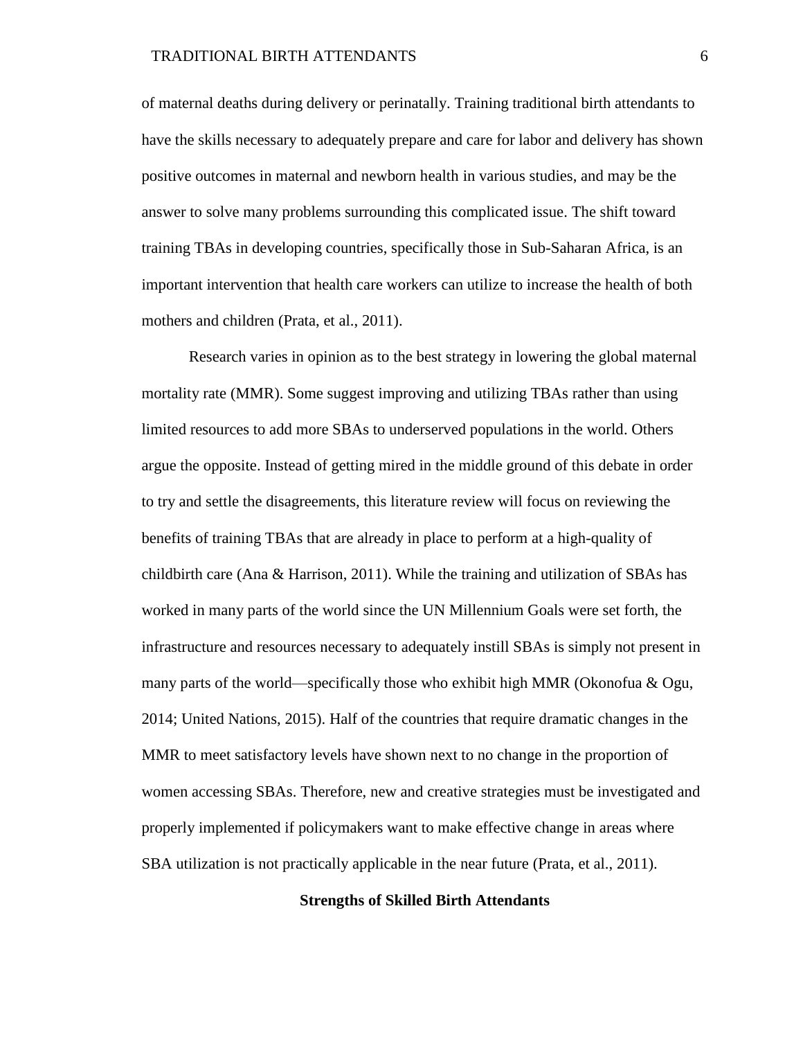of maternal deaths during delivery or perinatally. Training traditional birth attendants to have the skills necessary to adequately prepare and care for labor and delivery has shown positive outcomes in maternal and newborn health in various studies, and may be the answer to solve many problems surrounding this complicated issue. The shift toward training TBAs in developing countries, specifically those in Sub-Saharan Africa, is an important intervention that health care workers can utilize to increase the health of both mothers and children (Prata, et al., 2011).

Research varies in opinion as to the best strategy in lowering the global maternal mortality rate (MMR). Some suggest improving and utilizing TBAs rather than using limited resources to add more SBAs to underserved populations in the world. Others argue the opposite. Instead of getting mired in the middle ground of this debate in order to try and settle the disagreements, this literature review will focus on reviewing the benefits of training TBAs that are already in place to perform at a high-quality of childbirth care (Ana & Harrison, 2011). While the training and utilization of SBAs has worked in many parts of the world since the UN Millennium Goals were set forth, the infrastructure and resources necessary to adequately instill SBAs is simply not present in many parts of the world—specifically those who exhibit high MMR (Okonofua & Ogu, 2014; United Nations, 2015). Half of the countries that require dramatic changes in the MMR to meet satisfactory levels have shown next to no change in the proportion of women accessing SBAs. Therefore, new and creative strategies must be investigated and properly implemented if policymakers want to make effective change in areas where SBA utilization is not practically applicable in the near future (Prata, et al., 2011).

## Strengths of Skilled Birth Attendants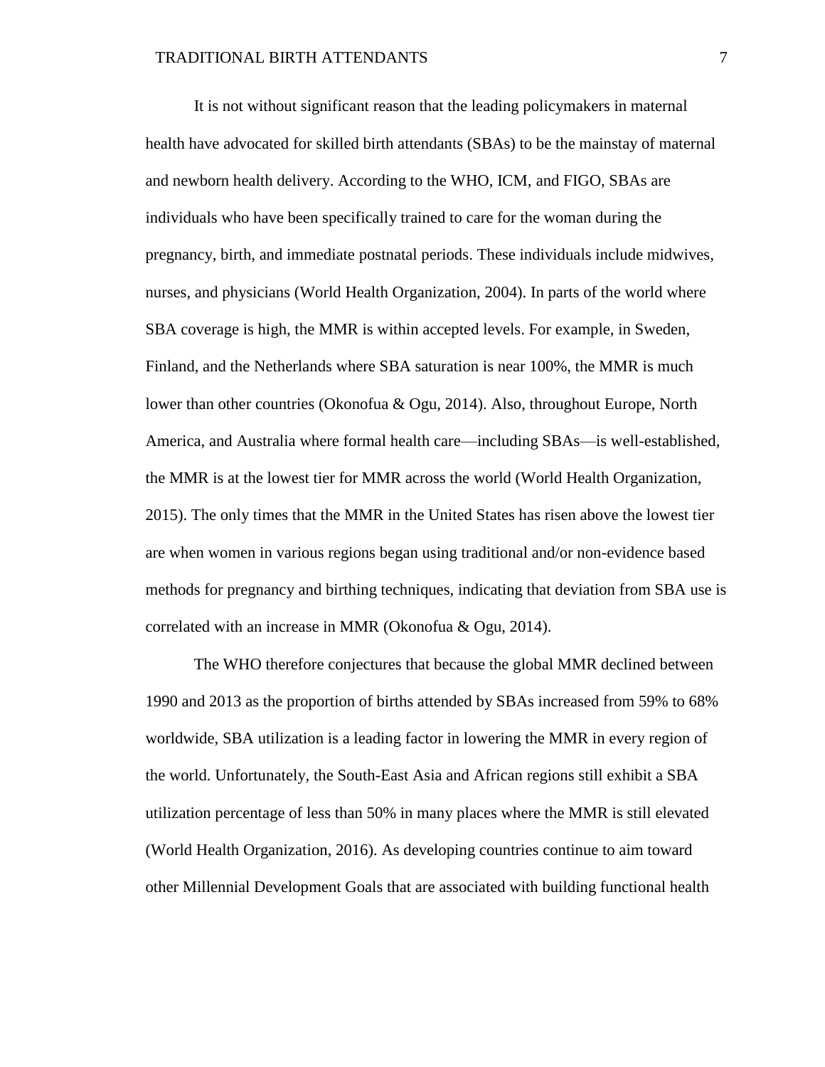It is not without significant reason that the leading policymakers in maternal health have advocated for skilled birth attendants (SBAs) to be the mainstay of maternal and newborn health delivery. According to the WHO, ICM, and FIGO, SBAs are individuals who have been specifically trained to care for the woman during the pregnancy, birth, and immediate postnatal periods. These individuals include midwives, nurses, and physicians (World Health Organization, 2004). In parts of the world where SBA coverage is high, the MMR is within accepted levels. For example, in Sweden, Finland, and the Netherlands where SBA saturation is near 100%, the MMR is much lower than other countries (Okonofua & Ogu, 2014). Also, throughout Europe, North America, and Australia where formal health care—including SBAs—is well-established, the MMR is at the lowest tier for MMR across the world (World Health Organization, 2015). The only times that the MMR in the United States has risen above the lowest tier are when women in various regions began using traditional and/or non-evidence based methods for pregnancy and birthing techniques, indicating that deviation from SBA use is correlated with an increase in MMR (Okonofua & Ogu, 2014).

The WHO therefore conjectures that because the global MMR declined between 1990 and 2013 as the proportion of births attended by SBAs increased from 59% to 68% worldwide, SBA utilization is a leading factor in lowering the MMR in every region of the world. Unfortunately, the South-East Asia and African regions still exhibit a SBA utilization percentage of less than 50% in many places where the MMR is still elevated (World Health Organization, 2016). As developing countries continue to aim toward other Millennial Development Goals that are associated with building functional health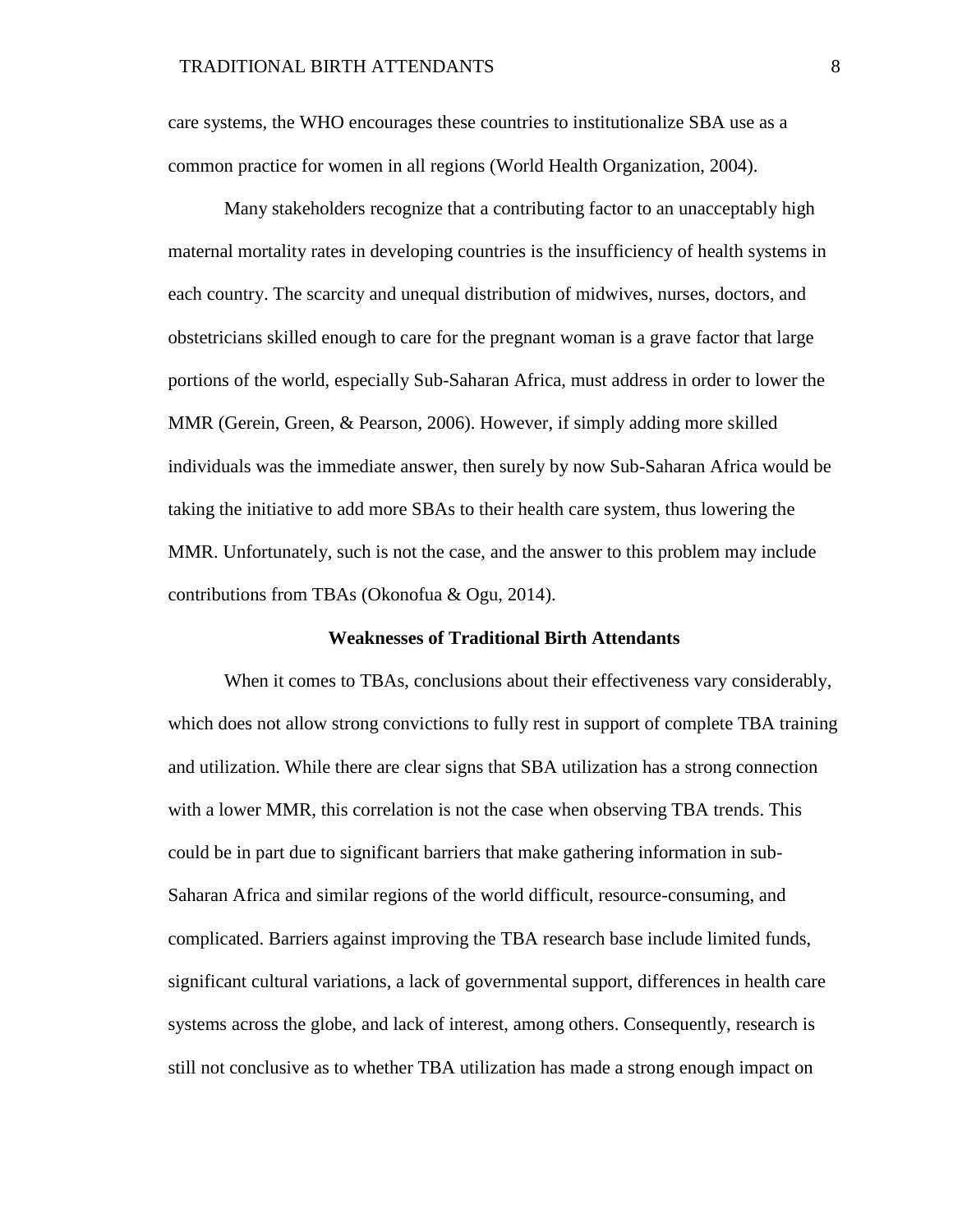care systems, the WHO encourages these countries to institutionalize SBA use as a common practice for women in all regions (World Health Organization, 2004).

Many stakeholders recognize that a contributing factor to an unacceptably high maternal mortality rates in developing countries is the insufficiency of health systems in each country. The scarcity and unequal distribution of midwives, nurses, doctors, and obstetricians skilled enough to care for the pregnant woman is a grave factor that large portions of the world, especially Sub-Saharan Africa, must address in order to lower the MMR (Gerein, Green, & Pearson, 2006). However, if simply adding more skilled individuals was the immediate answer, then surely by now Sub-Saharan Africa would be taking the initiative to add more SBAs to their health care system, thus lowering the MMR. Unfortunately, such is not the case, and the answer to this problem may include contributions from TBAs (Okonofua & Ogu, 2014).

## Weaknesses of Traditional Birth Attendants

When it comes to TBAs, conclusions about their effectiveness vary considerably, which does not allow strong convictions to fully rest in support of complete TBA training and utilization. While there are clear signs that SBA utilization has a strong connection with a lower MMR, this correlation is not the case when observing TBA trends. This could be in part due to significant barriers that make gathering information in sub-Saharan Africa and similar regions of the world difficult, resource-consuming, and complicated. Barriers against improving the TBA research base include limited funds, significant cultural variations, a lack of governmental support, differences in health care systems across the globe, and lack of interest, among others. Consequently, research is still not conclusive as to whether TBA utilization has made a strong enough impact on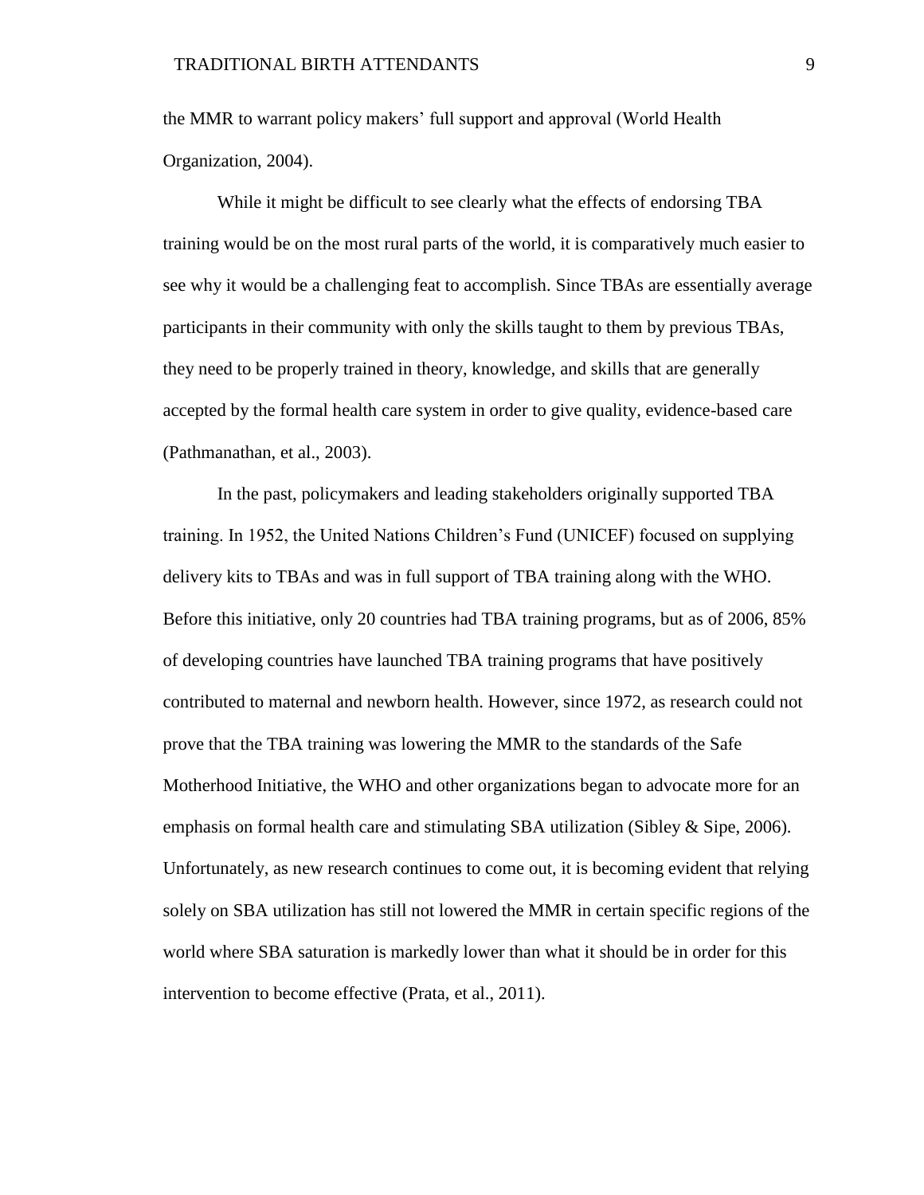the MMR to warrant policy makers' full support and approval (World Health Organization, 2004).

While it might be difficult to see clearly what the effects of endorsing TBA training would be on the most rural parts of the world, it is comparatively much easier to see why it would be a challenging feat to accomplish. Since TBAs are essentially average participants in their community with only the skills taught to them by previous TBAs, they need to be properly trained in theory, knowledge, and skills that are generally accepted by the formal health care system in order to give quality, evidence-based care (Pathmanathan, et al., 2003).

In the past, policymakers and leading stakeholders originally supported TBA training. In 1952, the United Nations Children's Fund (UNICEF) focused on supplying delivery kits to TBAs and was in full support of TBA training along with the WHO. Before this initiative, only 20 countries had TBA training programs, but as of 2006, 85% of developing countries have launched TBA training programs that have positively contributed to maternal and newborn health. However, since 1972, as research could not prove that the TBA training was lowering the MMR to the standards of the Safe Motherhood Initiative, the WHO and other organizations began to advocate more for an emphasis on formal health care and stimulating SBA utilization (Sibley & Sipe, 2006). Unfortunately, as new research continues to come out, it is becoming evident that relying solely on SBA utilization has still not lowered the MMR in certain specific regions of the world where SBA saturation is markedly lower than what it should be in order for this intervention to become effective (Prata, et al., 2011).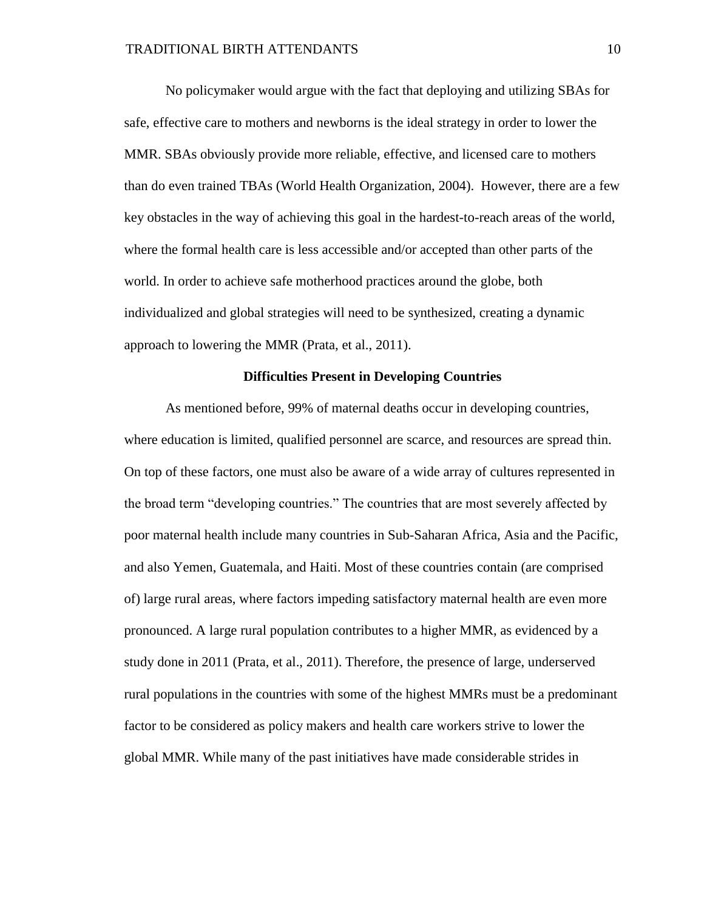No policymaker would argue with the fact that deploying and utilizing SBAs for safe, effective care to mothers and newborns is the ideal strategy in order to lower the MMR. SBAs obviously provide more reliable, effective, and licensed care to mothers than do even trained TBAs (World Health Organization, 2004). However, there are a few key obstacles in the way of achieving this goal in the hardest-to-reach areas of the world, where the formal health care is less accessible and/or accepted than other parts of the world. In order to achieve safe motherhood practices around the globe, both individualized and global strategies will need to be synthesized, creating a dynamic approach to lowering the MMR (Prata, et al., 2011).

## Difficulties Present in Developing Countries

As mentioned before, 99% of maternal deaths occur in developing countries, where education is limited, qualified personnel are scarce, and resources are spread thin. On top of these factors, one must also be aware of a wide array of cultures represented in the broad term "developing countries." The countries that are most severely affected by poor maternal health include many countries in Sub-Saharan Africa, Asia and the Pacific, and also Yemen, Guatemala, and Haiti. Most of these countries contain (are comprised of) large rural areas, where factors impeding satisfactory maternal health are even more pronounced. A large rural population contributes to a higher MMR, as evidenced by a study done in 2011 (Prata, et al., 2011). Therefore, the presence of large, underserved rural populations in the countries with some of the highest MMRs must be a predominant factor to be considered as policy makers and health care workers strive to lower the global MMR. While many of the past initiatives have made considerable strides in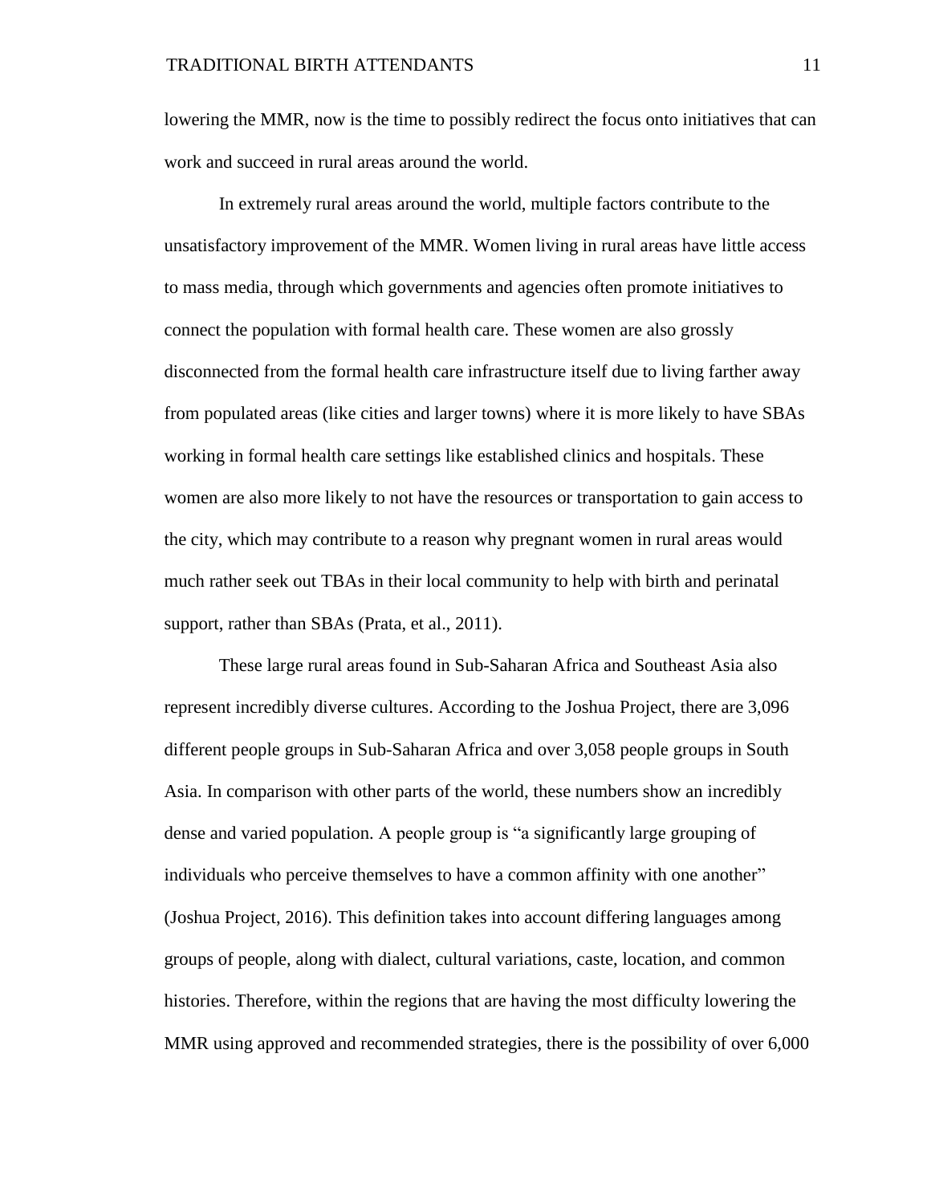lowering the MMR, now is the time to possibly redirect the focus onto initiatives that can work and succeed in rural areas around the world.

In extremely rural areas around the world, multiple factors contribute to the unsatisfactory improvement of the MMR. Women living in rural areas have little access to mass media, through which governments and agencies often promote initiatives to connect the population with formal health care. These women are also grossly disconnected from the formal health care infrastructure itself due to living farther away from populated areas (like cities and larger towns) where it is more likely to have SBAs working in formal health care settings like established clinics and hospitals. These women are also more likely to not have the resources or transportation to gain access to the city, which may contribute to a reason why pregnant women in rural areas would much rather seek out TBAs in their local community to help with birth and perinatal support, rather than SBAs (Prata, et al., 2011).

These large rural areas found in Sub-Saharan Africa and Southeast Asia also represent incredibly diverse cultures. According to the Joshua Project, there are 3,096 different people groups in Sub-Saharan Africa and over 3,058 people groups in South Asia. In comparison with other parts of the world, these numbers show an incredibly dense and varied population. A people group is "a significantly large grouping of individuals who perceive themselves to have a common affinity with one another" (Joshua Project, 2016). This definition takes into account differing languages among groups of people, along with dialect, cultural variations, caste, location, and common histories. Therefore, within the regions that are having the most difficulty lowering the MMR using approved and recommended strategies, there is the possibility of over 6,000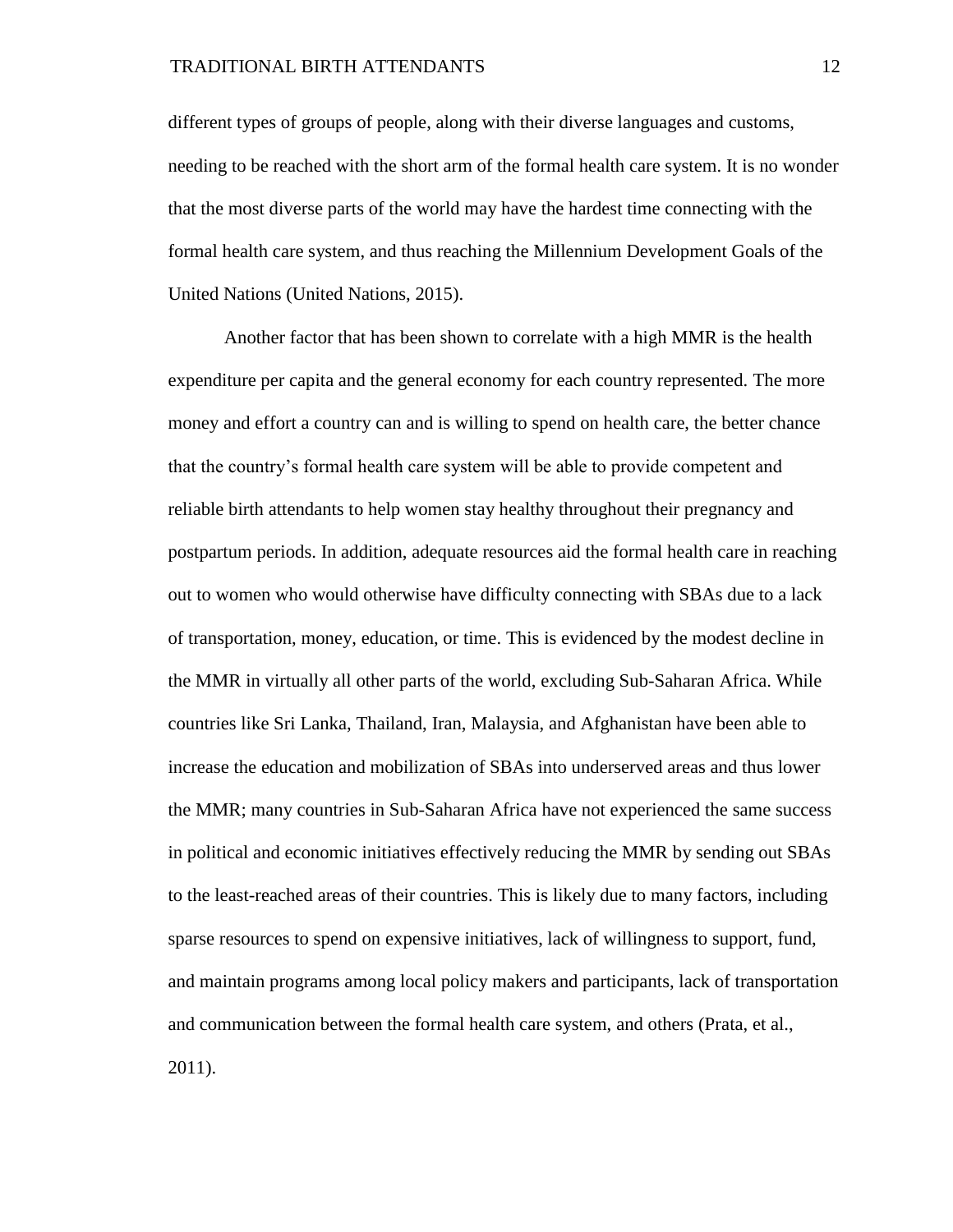different types of groups of people, along with their diverse languages and customs, needing to be reached with the short arm of the formal health care system. It is no wonder that the most diverse parts of the world may have the hardest time connecting with the formal health care system, and thus reaching the Millennium Development Goals of the United Nations (United Nations, 2015).

Another factor that has been shown to correlate with a high MMR is the health expenditure per capita and the general economy for each country represented. The more money and effort a country can and is willing to spend on health care, the better chance that the country's formal health care system will be able to provide competent and reliable birth attendants to help women stay healthy throughout their pregnancy and postpartum periods. In addition, adequate resources aid the formal health care in reaching out to women who would otherwise have difficulty connecting with SBAs due to a lack of transportation, money, education, or time. This is evidenced by the modest decline in the MMR in virtually all other parts of the world, excluding Sub-Saharan Africa. While countries like Sri Lanka, Thailand, Iran, Malaysia, and Afghanistan have been able to increase the education and mobilization of SBAs into underserved areas and thus lower the MMR; many countries in Sub-Saharan Africa have not experienced the same success in political and economic initiatives effectively reducing the MMR by sending out SBAs to the least-reached areas of their countries. This is likely due to many factors, including sparse resources to spend on expensive initiatives, lack of willingness to support, fund, and maintain programs among local policy makers and participants, lack of transportation and communication between the formal health care system, and others (Prata, et al., 2011).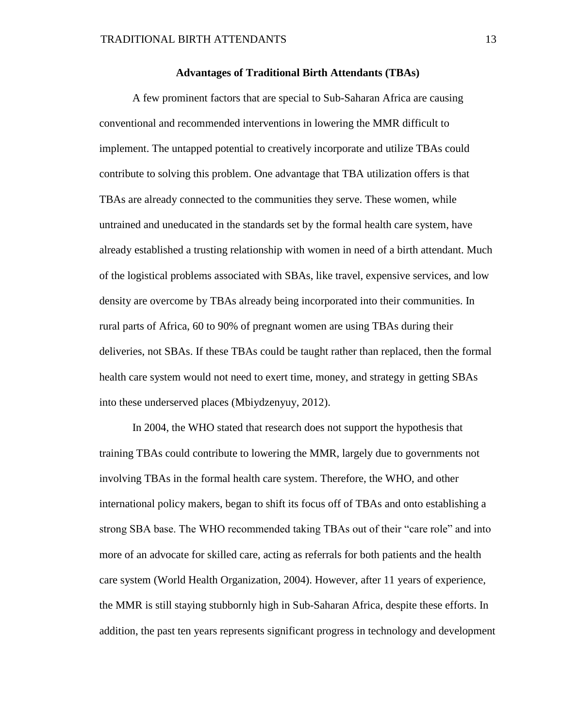## Advantages of Traditional Birth Attendants (TBAs)

A few prominent factors that are special to Sub-Saharan Africa are causing conventional and recommended interventions in lowering the MMR difficult to implement. The untapped potential to creatively incorporate and utilize TBAs could contribute to solving this problem. One advantage that TBA utilization offers is that TBAs are already connected to the communities they serve. These women, while untrained and uneducated in the standards set by the formal health care system, have already established a trusting relationship with women in need of a birth attendant. Much of the logistical problems associated with SBAs, like travel, expensive services, and low density are overcome by TBAs already being incorporated into their communities. In rural parts of Africa, 60 to 90% of pregnant women are using TBAs during their deliveries, not SBAs. If these TBAs could be taught rather than replaced, then the formal health care system would not need to exert time, money, and strategy in getting SBAs into these underserved places (Mbiydzenyuy, 2012).

In 2004, the WHO stated that research does not support the hypothesis that training TBAs could contribute to lowering the MMR, largely due to governments not involving TBAs in the formal health care system. Therefore, the WHO, and other international policy makers, began to shift its focus off of TBAs and onto establishing a strong SBA base. The WHO recommended taking TBAs out of their "care role" and into more of an advocate for skilled care, acting as referrals for both patients and the health care system (World Health Organization, 2004). However, after 11 years of experience, the MMR is still staying stubbornly high in Sub-Saharan Africa, despite these efforts. In addition, the past ten years represents significant progress in technology and development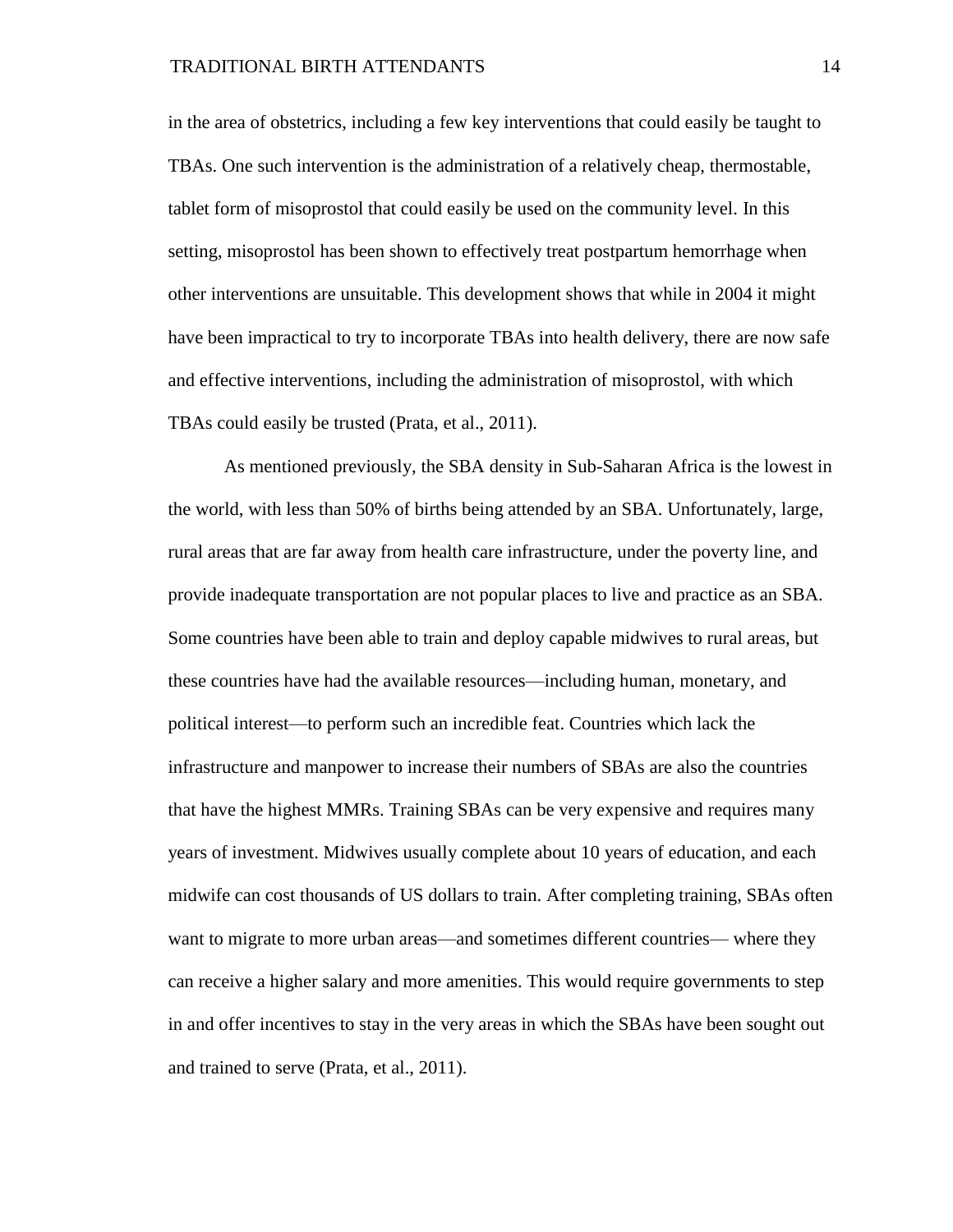in the area of obstetrics, including a few key interventions that could easily be taught to TBAs. One such intervention is the administration of a relatively cheap, thermostable, tablet form of misoprostol that could easily be used on the community level. In this setting, misoprostol has been shown to effectively treat postpartum hemorrhage when other interventions are unsuitable. This development shows that while in 2004 it might have been impractical to try to incorporate TBAs into health delivery, there are now safe and effective interventions, including the administration of misoprostol, with which TBAs could easily be trusted (Prata, et al., 2011).

As mentioned previously, the SBA density in Sub-Saharan Africa is the lowest in the world, with less than 50% of births being attended by an SBA. Unfortunately, large, rural areas that are far away from health care infrastructure, under the poverty line, and provide inadequate transportation are not popular places to live and practice as an SBA. Some countries have been able to train and deploy capable midwives to rural areas, but these countries have had the available resources—including human, monetary, and political interest—to perform such an incredible feat. Countries which lack the infrastructure and manpower to increase their numbers of SBAs are also the countries that have the highest MMRs. Training SBAs can be very expensive and requires many years of investment. Midwives usually complete about 10 years of education, and each midwife can cost thousands of US dollars to train. After completing training, SBAs often want to migrate to more urban areas—and sometimes different countries— where they can receive a higher salary and more amenities. This would require governments to step in and offer incentives to stay in the very areas in which the SBAs have been sought out and trained to serve (Prata, et al., 2011).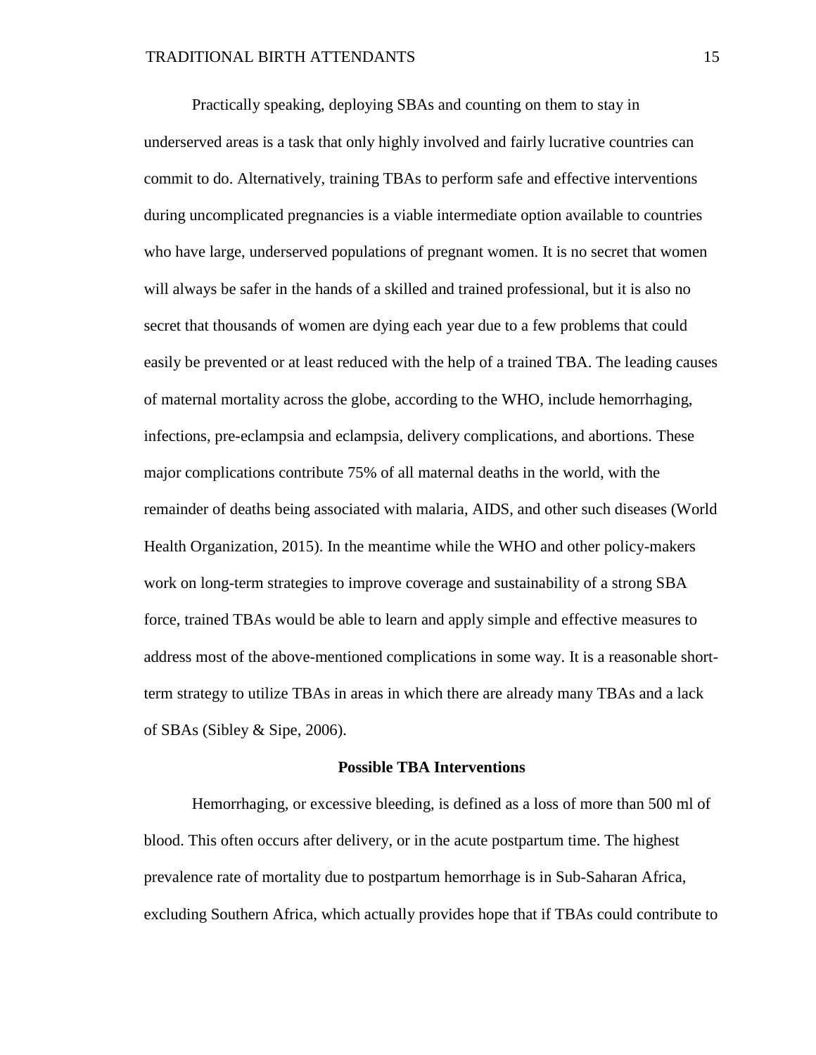Practically speaking, deploying SBAs and counting on them to stay in underserved areas is a task that only highly involved and fairly lucrative countries can commit to do. Alternatively, training TBAs to perform safe and effective interventions during uncomplicated pregnancies is a viable intermediate option available to countries who have large, underserved populations of pregnant women. It is no secret that women will always be safer in the hands of a skilled and trained professional, but it is also no secret that thousands of women are dying each year due to a few problems that could easily be prevented or at least reduced with the help of a trained TBA. The leading causes of maternal mortality across the globe, according to the WHO, include hemorrhaging, infections, pre-eclampsia and eclampsia, delivery complications, and abortions. These major complications contribute 75% of all maternal deaths in the world, with the remainder of deaths being associated with malaria, AIDS, and other such diseases (World Health Organization, 2015). In the meantime while the WHO and other policy-makers work on long-term strategies to improve coverage and sustainability of a strong SBA force, trained TBAs would be able to learn and apply simple and effective measures to address most of the above-mentioned complications in some way. It is a reasonable short-term strategy to utilize TBAs in areas in which there are already many TBAs and a lack of SBAs (Sibley & Sipe, 2006).

## Possible TBA Interventions

Hemorrhaging, or excessive bleeding, is defined as a loss of more than 500 ml of blood. This often occurs after delivery, or in the acute postpartum time. The highest prevalence rate of mortality due to postpartum hemorrhage is in Sub-Saharan Africa, excluding Southern Africa, which actually provides hope that if TBAs could contribute to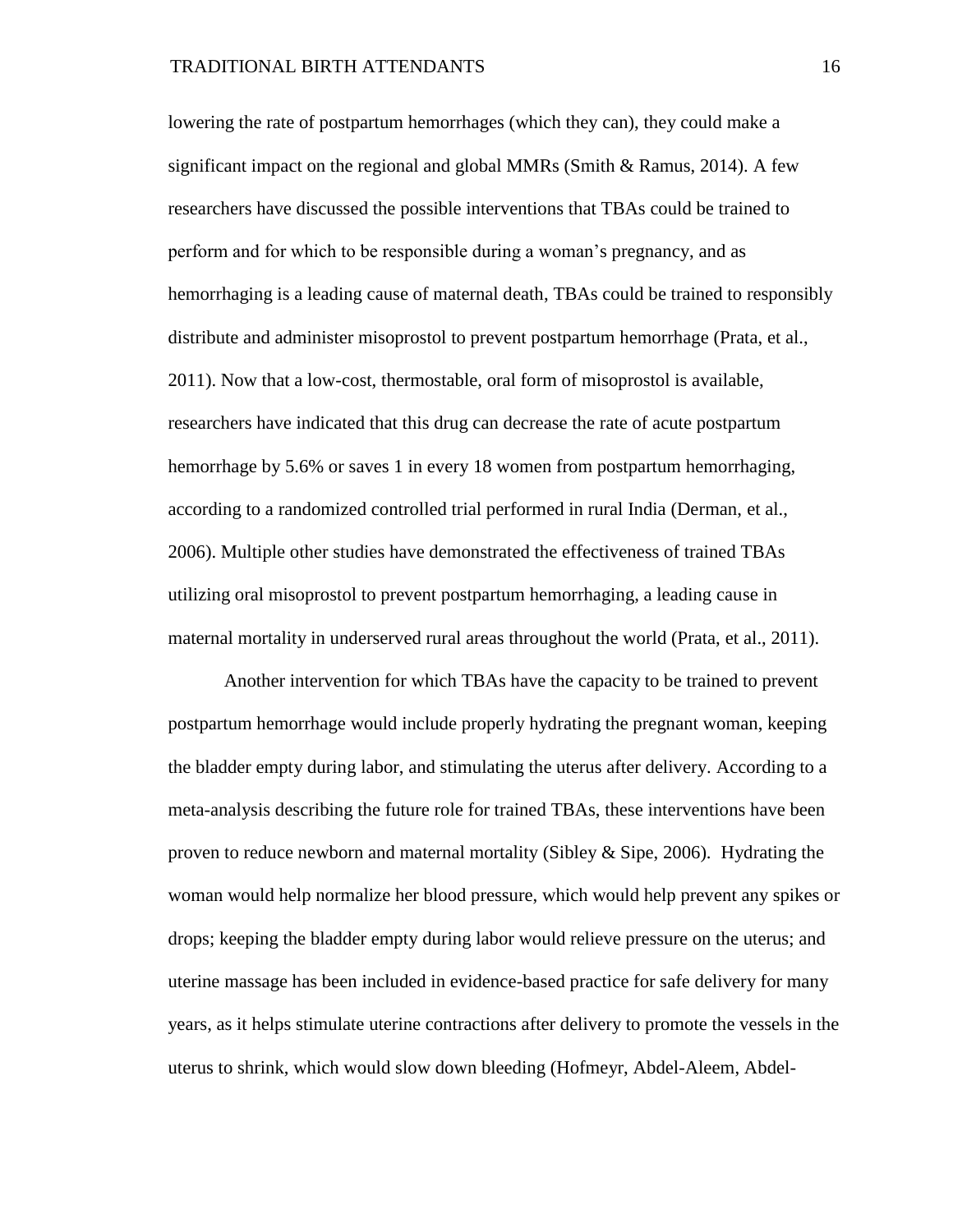lowering the rate of postpartum hemorrhages (which they can), they could make a significant impact on the regional and global MMRs (Smith & Ramus, 2014). A few researchers have discussed the possible interventions that TBAs could be trained to perform and for which to be responsible during a woman's pregnancy, and as hemorrhaging is a leading cause of maternal death, TBAs could be trained to responsibly distribute and administer misoprostol to prevent postpartum hemorrhage (Prata, et al., 2011). Now that a low-cost, thermostable, oral form of misoprostol is available, researchers have indicated that this drug can decrease the rate of acute postpartum hemorrhage by 5.6% or saves 1 in every 18 women from postpartum hemorrhaging, according to a randomized controlled trial performed in rural India (Derman, et al., 2006). Multiple other studies have demonstrated the effectiveness of trained TBAs utilizing oral misoprostol to prevent postpartum hemorrhaging, a leading cause in maternal mortality in underserved rural areas throughout the world (Prata, et al., 2011).

Another intervention for which TBAs have the capacity to be trained to prevent postpartum hemorrhage would include properly hydrating the pregnant woman, keeping the bladder empty during labor, and stimulating the uterus after delivery. According to a meta-analysis describing the future role for trained TBAs, these interventions have been proven to reduce newborn and maternal mortality (Sibley & Sipe, 2006). Hydrating the woman would help normalize her blood pressure, which would help prevent any spikes or drops; keeping the bladder empty during labor would relieve pressure on the uterus; and uterine massage has been included in evidence-based practice for safe delivery for many years, as it helps stimulate uterine contractions after delivery to promote the vessels in the uterus to shrink, which would slow down bleeding (Hofmeyr, Abdel-Aleem, Abdel-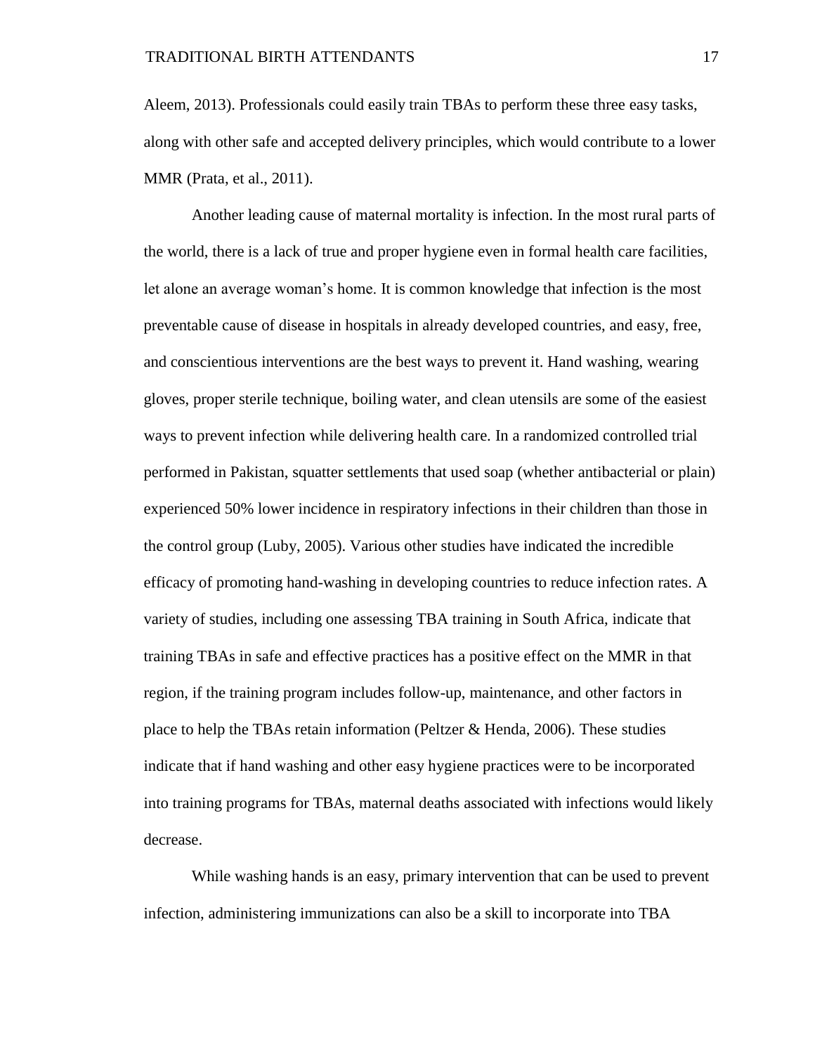Aleem, 2013). Professionals could easily train TBAs to perform these three easy tasks, along with other safe and accepted delivery principles, which would contribute to a lower MMR (Prata, et al., 2011).

Another leading cause of maternal mortality is infection. In the most rural parts of the world, there is a lack of true and proper hygiene even in formal health care facilities, let alone an average woman's home. It is common knowledge that infection is the most preventable cause of disease in hospitals in already developed countries, and easy, free, and conscientious interventions are the best ways to prevent it. Hand washing, wearing gloves, proper sterile technique, boiling water, and clean utensils are some of the easiest ways to prevent infection while delivering health care. In a randomized controlled trial performed in Pakistan, squatter settlements that used soap (whether antibacterial or plain) experienced 50% lower incidence in respiratory infections in their children than those in the control group (Luby, 2005). Various other studies have indicated the incredible efficacy of promoting hand-washing in developing countries to reduce infection rates. A variety of studies, including one assessing TBA training in South Africa, indicate that training TBAs in safe and effective practices has a positive effect on the MMR in that region, if the training program includes follow-up, maintenance, and other factors in place to help the TBAs retain information (Peltzer & Henda, 2006). These studies indicate that if hand washing and other easy hygiene practices were to be incorporated into training programs for TBAs, maternal deaths associated with infections would likely decrease.

While washing hands is an easy, primary intervention that can be used to prevent infection, administering immunizations can also be a skill to incorporate into TBA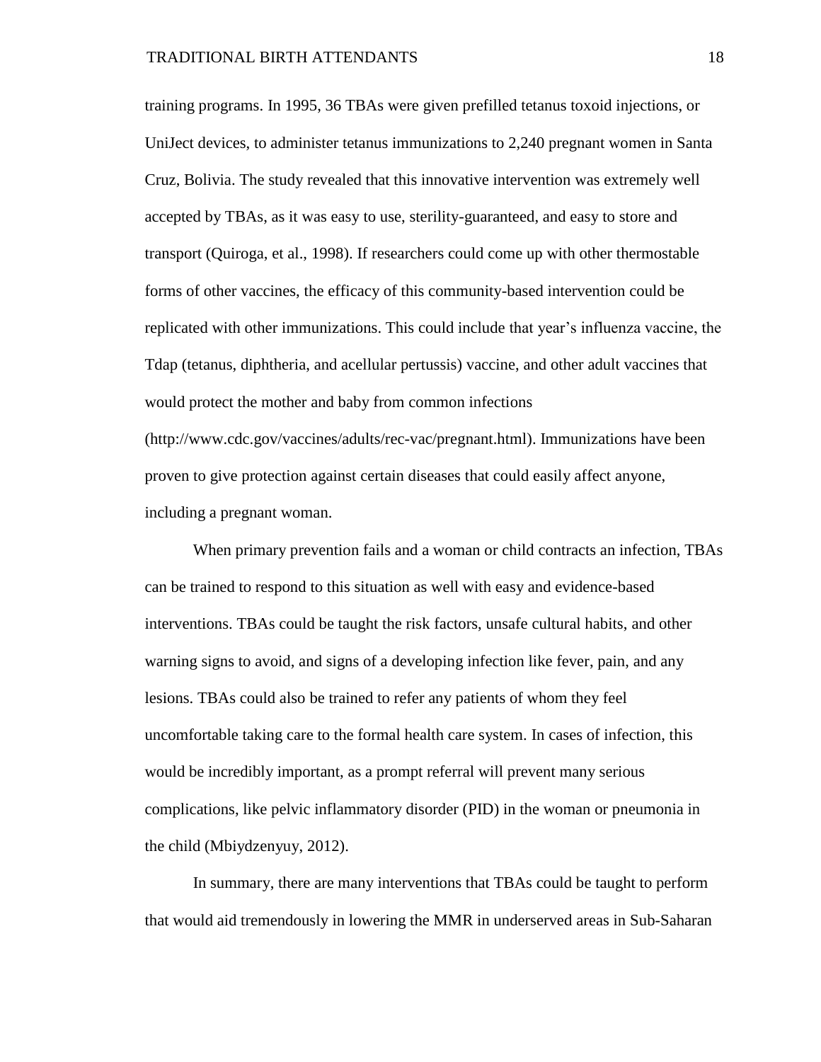training programs. In 1995, 36 TBAs were given prefilled tetanus toxoid injections, or UniJect devices, to administer tetanus immunizations to 2,240 pregnant women in Santa Cruz, Bolivia. The study revealed that this innovative intervention was extremely well accepted by TBAs, as it was easy to use, sterility-guaranteed, and easy to store and transport (Quiroga, et al., 1998). If researchers could come up with other thermostable forms of other vaccines, the efficacy of this community-based intervention could be replicated with other immunizations. This could include that year's influenza vaccine, the Tdap (tetanus, diphtheria, and acellular pertussis) vaccine, and other adult vaccines that would protect the mother and baby from common infections (http://www.cdc.gov/vaccines/adults/rec-vac/pregnant.html). Immunizations have been proven to give protection against certain diseases that could easily affect anyone, including a pregnant woman.

When primary prevention fails and a woman or child contracts an infection, TBAs can be trained to respond to this situation as well with easy and evidence-based interventions. TBAs could be taught the risk factors, unsafe cultural habits, and other warning signs to avoid, and signs of a developing infection like fever, pain, and any lesions. TBAs could also be trained to refer any patients of whom they feel uncomfortable taking care to the formal health care system. In cases of infection, this would be incredibly important, as a prompt referral will prevent many serious complications, like pelvic inflammatory disorder (PID) in the woman or pneumonia in the child (Mbiydzenyuy, 2012).

In summary, there are many interventions that TBAs could be taught to perform that would aid tremendously in lowering the MMR in underserved areas in Sub-Saharan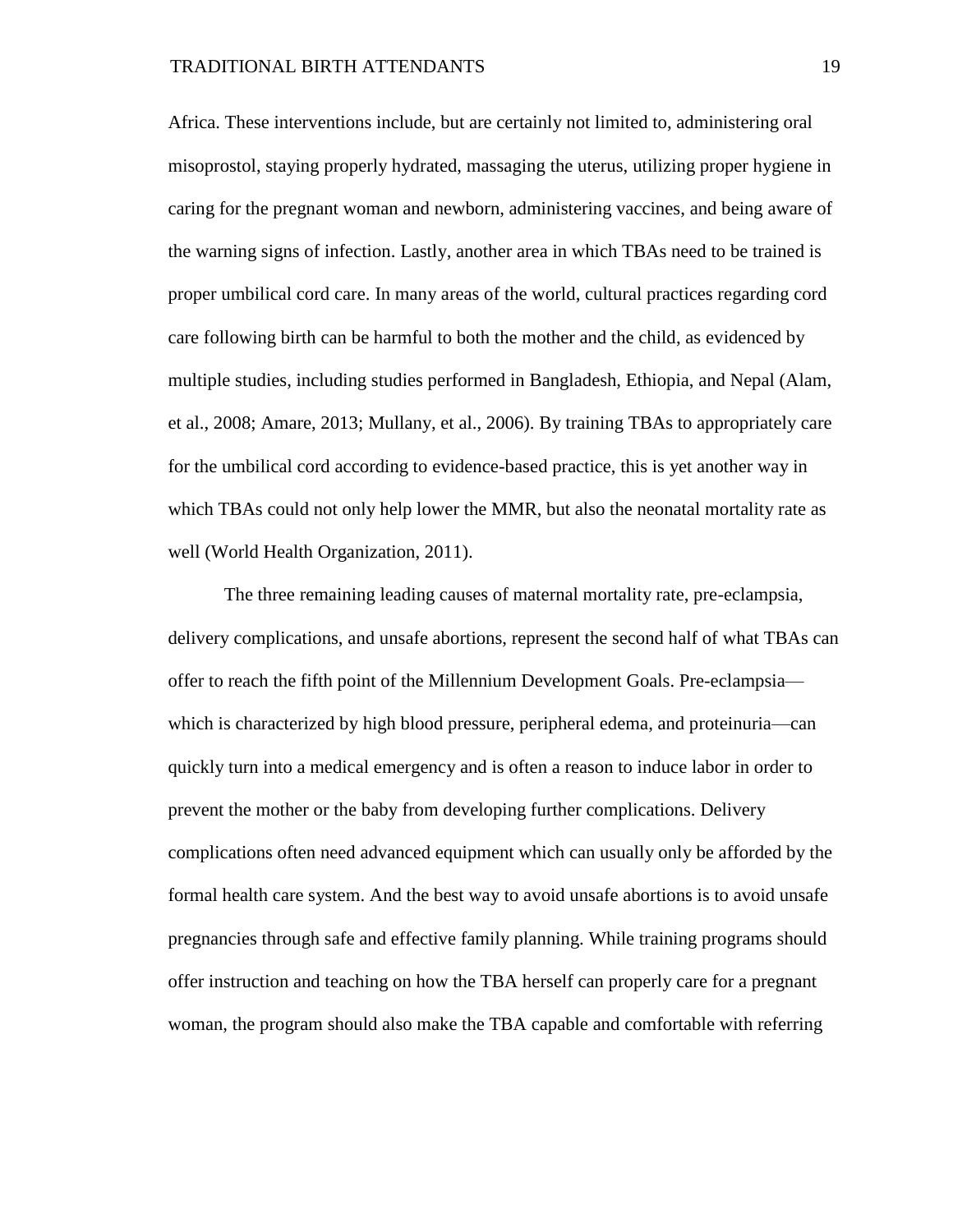Africa. These interventions include, but are certainly not limited to, administering oral misoprostol, staying properly hydrated, massaging the uterus, utilizing proper hygiene in caring for the pregnant woman and newborn, administering vaccines, and being aware of the warning signs of infection. Lastly, another area in which TBAs need to be trained is proper umbilical cord care. In many areas of the world, cultural practices regarding cord care following birth can be harmful to both the mother and the child, as evidenced by multiple studies, including studies performed in Bangladesh, Ethiopia, and Nepal (Alam, et al., 2008; Amare, 2013; Mullany, et al., 2006). By training TBAs to appropriately care for the umbilical cord according to evidence-based practice, this is yet another way in which TBAs could not only help lower the MMR, but also the neonatal mortality rate as well (World Health Organization, 2011).

The three remaining leading causes of maternal mortality rate, pre-eclampsia, delivery complications, and unsafe abortions, represent the second half of what TBAs can offer to reach the fifth point of the Millennium Development Goals. Pre-eclampsia—which is characterized by high blood pressure, peripheral edema, and proteinuria—can quickly turn into a medical emergency and is often a reason to induce labor in order to prevent the mother or the baby from developing further complications. Delivery complications often need advanced equipment which can usually only be afforded by the formal health care system. And the best way to avoid unsafe abortions is to avoid unsafe pregnancies through safe and effective family planning. While training programs should offer instruction and teaching on how the TBA herself can properly care for a pregnant woman, the program should also make the TBA capable and comfortable with referring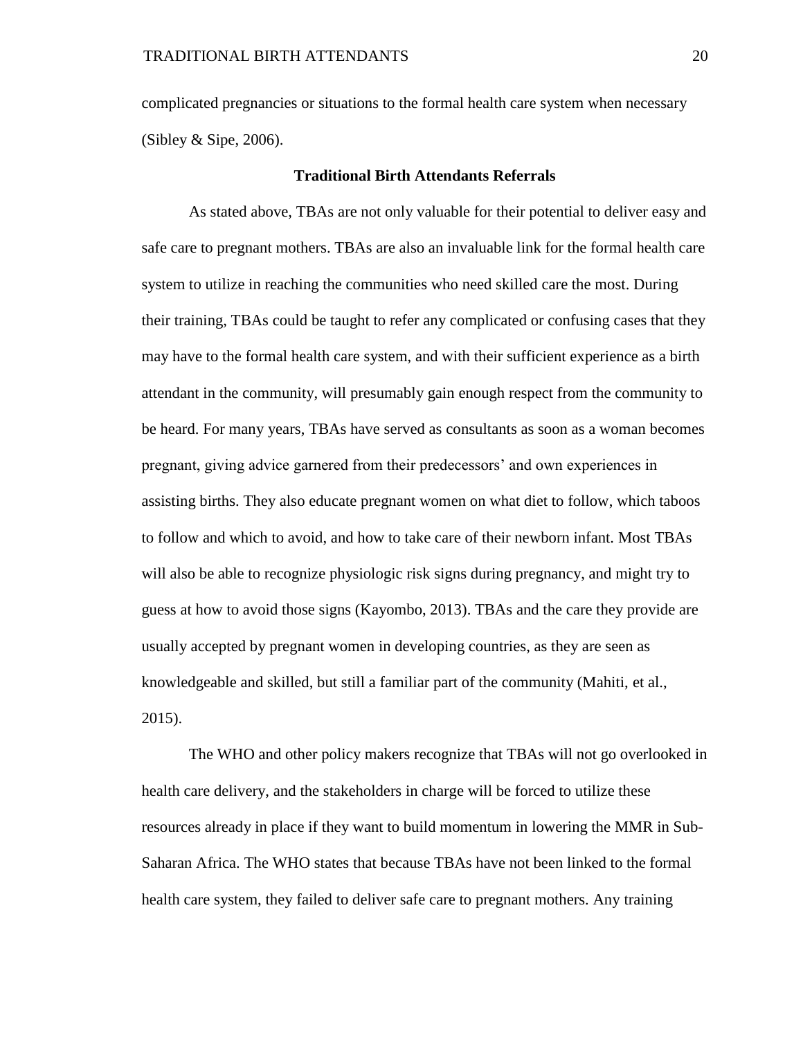complicated pregnancies or situations to the formal health care system when necessary (Sibley & Sipe, 2006).

## Traditional Birth Attendants Referrals

As stated above, TBAs are not only valuable for their potential to deliver easy and safe care to pregnant mothers. TBAs are also an invaluable link for the formal health care system to utilize in reaching the communities who need skilled care the most. During their training, TBAs could be taught to refer any complicated or confusing cases that they may have to the formal health care system, and with their sufficient experience as a birth attendant in the community, will presumably gain enough respect from the community to be heard. For many years, TBAs have served as consultants as soon as a woman becomes pregnant, giving advice garnered from their predecessors' and own experiences in assisting births. They also educate pregnant women on what diet to follow, which taboos to follow and which to avoid, and how to take care of their newborn infant. Most TBAs will also be able to recognize physiologic risk signs during pregnancy, and might try to guess at how to avoid those signs (Kayombo, 2013). TBAs and the care they provide are usually accepted by pregnant women in developing countries, as they are seen as knowledgeable and skilled, but still a familiar part of the community (Mahiti, et al., 2015).

The WHO and other policy makers recognize that TBAs will not go overlooked in health care delivery, and the stakeholders in charge will be forced to utilize these resources already in place if they want to build momentum in lowering the MMR in Sub-Saharan Africa. The WHO states that because TBAs have not been linked to the formal health care system, they failed to deliver safe care to pregnant mothers. Any training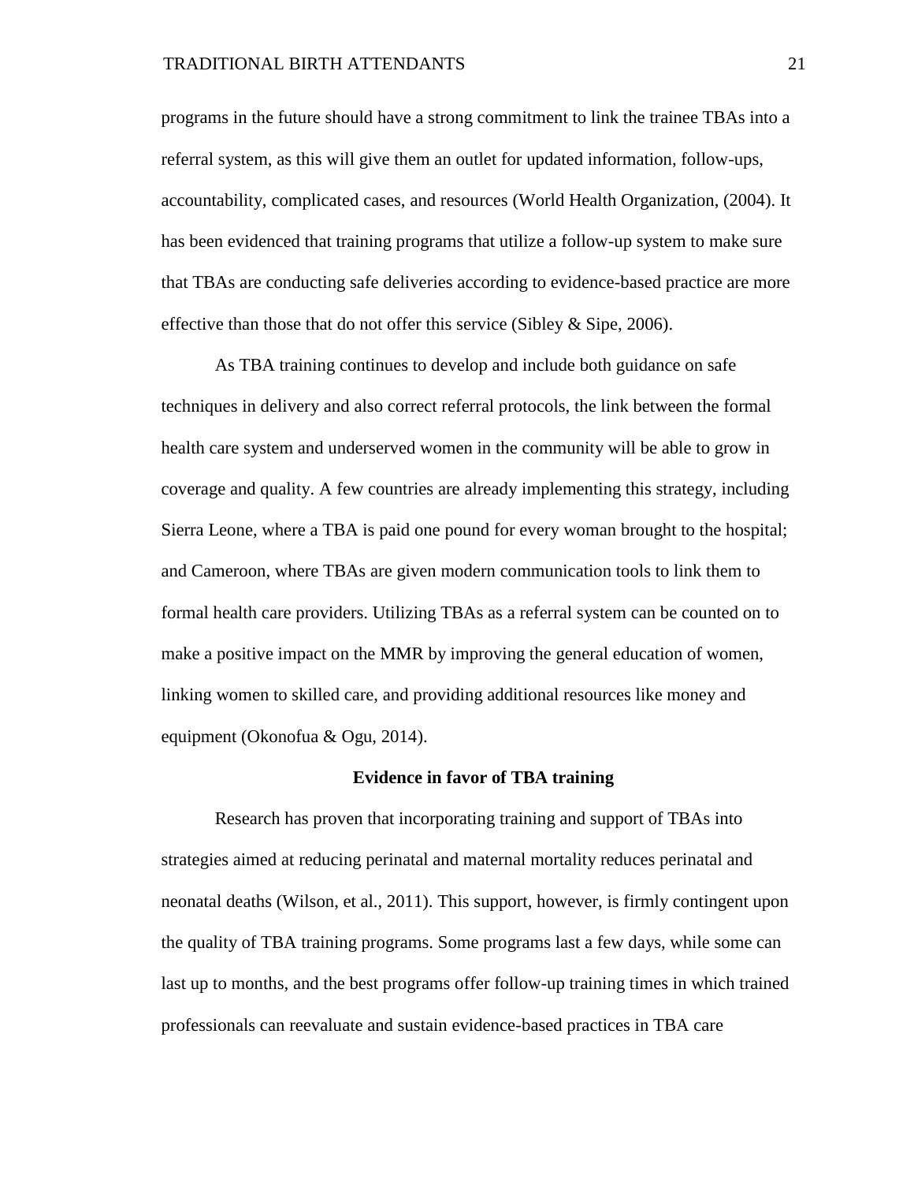programs in the future should have a strong commitment to link the trainee TBAs into a referral system, as this will give them an outlet for updated information, follow-ups, accountability, complicated cases, and resources (World Health Organization, (2004). It has been evidenced that training programs that utilize a follow-up system to make sure that TBAs are conducting safe deliveries according to evidence-based practice are more effective than those that do not offer this service (Sibley & Sipe, 2006).

As TBA training continues to develop and include both guidance on safe techniques in delivery and also correct referral protocols, the link between the formal health care system and underserved women in the community will be able to grow in coverage and quality. A few countries are already implementing this strategy, including Sierra Leone, where a TBA is paid one pound for every woman brought to the hospital; and Cameroon, where TBAs are given modern communication tools to link them to formal health care providers. Utilizing TBAs as a referral system can be counted on to make a positive impact on the MMR by improving the general education of women, linking women to skilled care, and providing additional resources like money and equipment (Okonofua & Ogu, 2014).

## Evidence in favor of TBA training

Research has proven that incorporating training and support of TBAs into strategies aimed at reducing perinatal and maternal mortality reduces perinatal and neonatal deaths (Wilson, et al., 2011). This support, however, is firmly contingent upon the quality of TBA training programs. Some programs last a few days, while some can last up to months, and the best programs offer follow-up training times in which trained professionals can reevaluate and sustain evidence-based practices in TBA care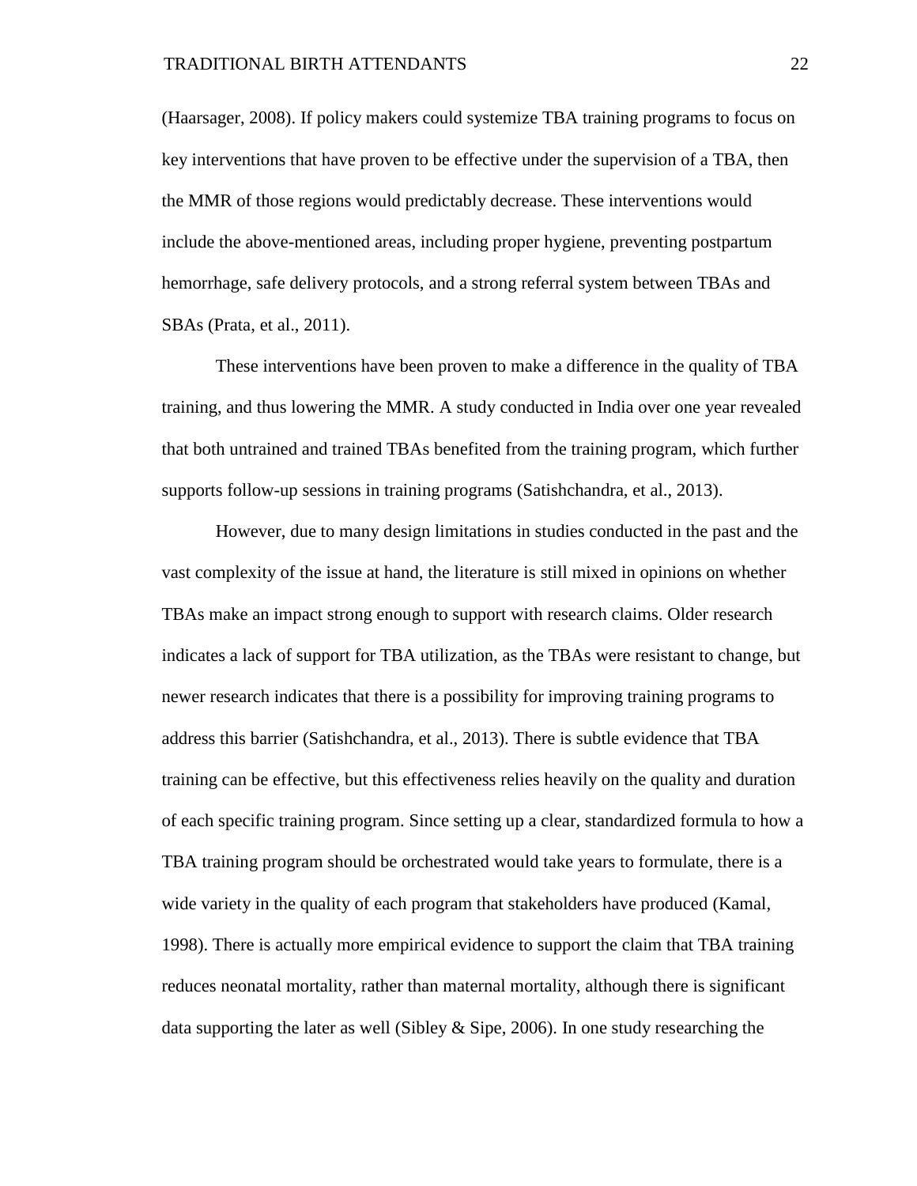(Haarsager, 2008). If policy makers could systemize TBA training programs to focus on key interventions that have proven to be effective under the supervision of a TBA, then the MMR of those regions would predictably decrease. These interventions would include the above-mentioned areas, including proper hygiene, preventing postpartum hemorrhage, safe delivery protocols, and a strong referral system between TBAs and SBAs (Prata, et al., 2011).

These interventions have been proven to make a difference in the quality of TBA training, and thus lowering the MMR. A study conducted in India over one year revealed that both untrained and trained TBAs benefited from the training program, which further supports follow-up sessions in training programs (Satishchandra, et al., 2013).

However, due to many design limitations in studies conducted in the past and the vast complexity of the issue at hand, the literature is still mixed in opinions on whether TBAs make an impact strong enough to support with research claims. Older research indicates a lack of support for TBA utilization, as the TBAs were resistant to change, but newer research indicates that there is a possibility for improving training programs to address this barrier (Satishchandra, et al., 2013). There is subtle evidence that TBA training can be effective, but this effectiveness relies heavily on the quality and duration of each specific training program. Since setting up a clear, standardized formula to how a TBA training program should be orchestrated would take years to formulate, there is a wide variety in the quality of each program that stakeholders have produced (Kamal, 1998). There is actually more empirical evidence to support the claim that TBA training reduces neonatal mortality, rather than maternal mortality, although there is significant data supporting the later as well (Sibley & Sipe, 2006). In one study researching the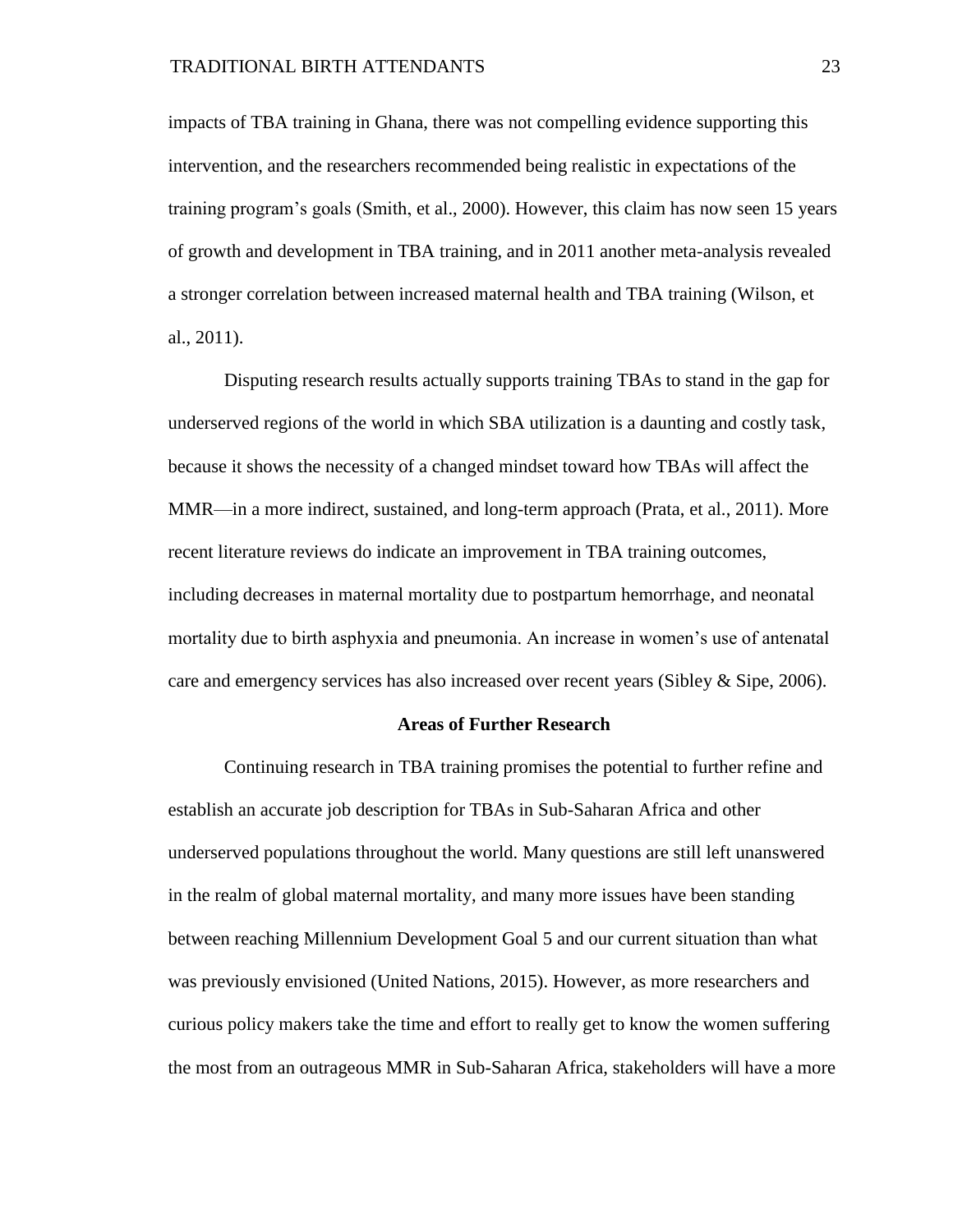impacts of TBA training in Ghana, there was not compelling evidence supporting this intervention, and the researchers recommended being realistic in expectations of the training program's goals (Smith, et al., 2000). However, this claim has now seen 15 years of growth and development in TBA training, and in 2011 another meta-analysis revealed a stronger correlation between increased maternal health and TBA training (Wilson, et al., 2011).

Disputing research results actually supports training TBAs to stand in the gap for underserved regions of the world in which SBA utilization is a daunting and costly task, because it shows the necessity of a changed mindset toward how TBAs will affect the MMR—in a more indirect, sustained, and long-term approach (Prata, et al., 2011). More recent literature reviews do indicate an improvement in TBA training outcomes, including decreases in maternal mortality due to postpartum hemorrhage, and neonatal mortality due to birth asphyxia and pneumonia. An increase in women's use of antenatal care and emergency services has also increased over recent years (Sibley & Sipe, 2006).

## Areas of Further Research

Continuing research in TBA training promises the potential to further refine and establish an accurate job description for TBAs in Sub-Saharan Africa and other underserved populations throughout the world. Many questions are still left unanswered in the realm of global maternal mortality, and many more issues have been standing between reaching Millennium Development Goal 5 and our current situation than what was previously envisioned (United Nations, 2015). However, as more researchers and curious policy makers take the time and effort to really get to know the women suffering the most from an outrageous MMR in Sub-Saharan Africa, stakeholders will have a more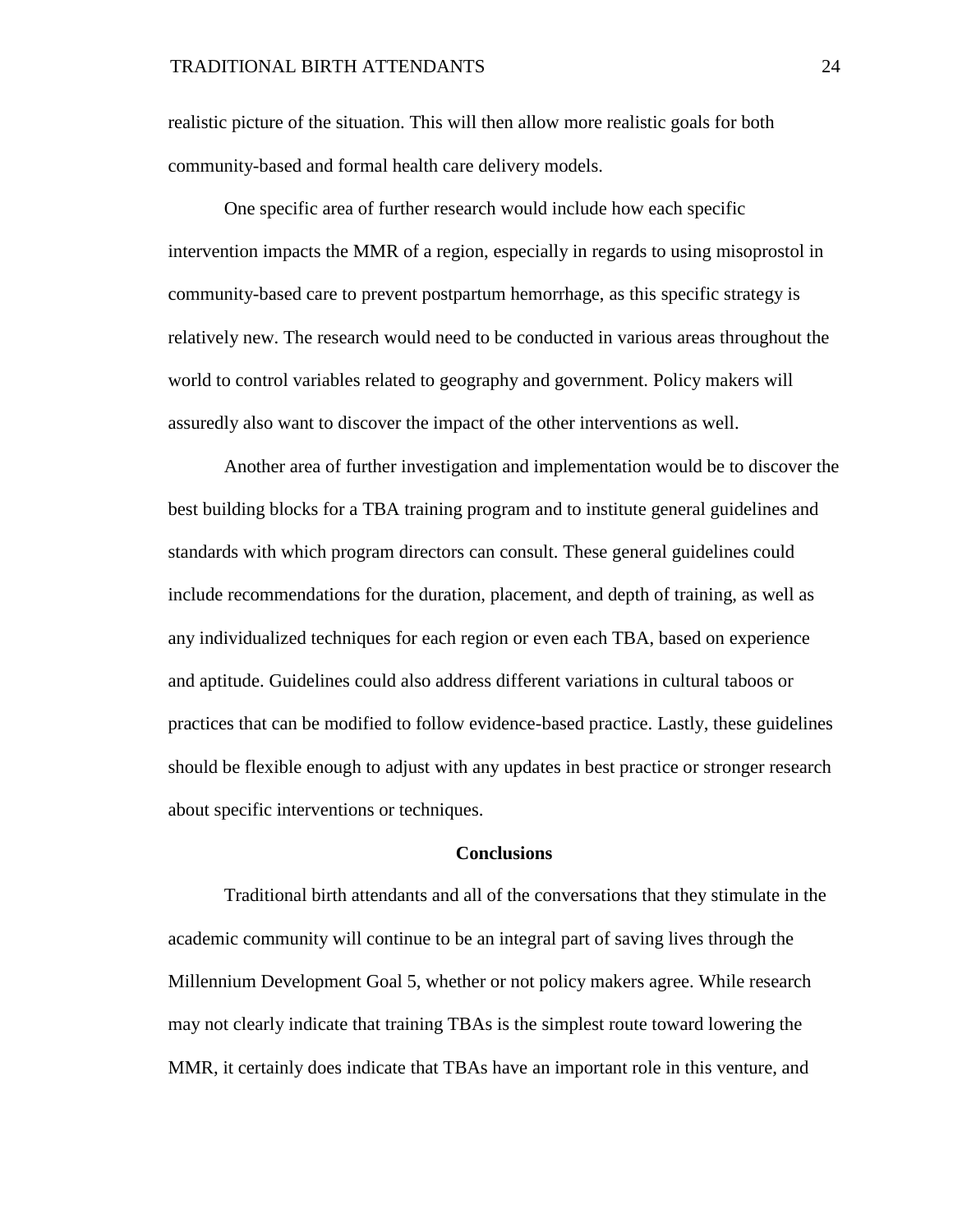realistic picture of the situation. This will then allow more realistic goals for both community-based and formal health care delivery models.

One specific area of further research would include how each specific intervention impacts the MMR of a region, especially in regards to using misoprostol in community-based care to prevent postpartum hemorrhage, as this specific strategy is relatively new. The research would need to be conducted in various areas throughout the world to control variables related to geography and government. Policy makers will assuredly also want to discover the impact of the other interventions as well.

Another area of further investigation and implementation would be to discover the best building blocks for a TBA training program and to institute general guidelines and standards with which program directors can consult. These general guidelines could include recommendations for the duration, placement, and depth of training, as well as any individualized techniques for each region or even each TBA, based on experience and aptitude. Guidelines could also address different variations in cultural taboos or practices that can be modified to follow evidence-based practice. Lastly, these guidelines should be flexible enough to adjust with any updates in best practice or stronger research about specific interventions or techniques.

## Conclusions

Traditional birth attendants and all of the conversations that they stimulate in the academic community will continue to be an integral part of saving lives through the Millennium Development Goal 5, whether or not policy makers agree. While research may not clearly indicate that training TBAs is the simplest route toward lowering the MMR, it certainly does indicate that TBAs have an important role in this venture, and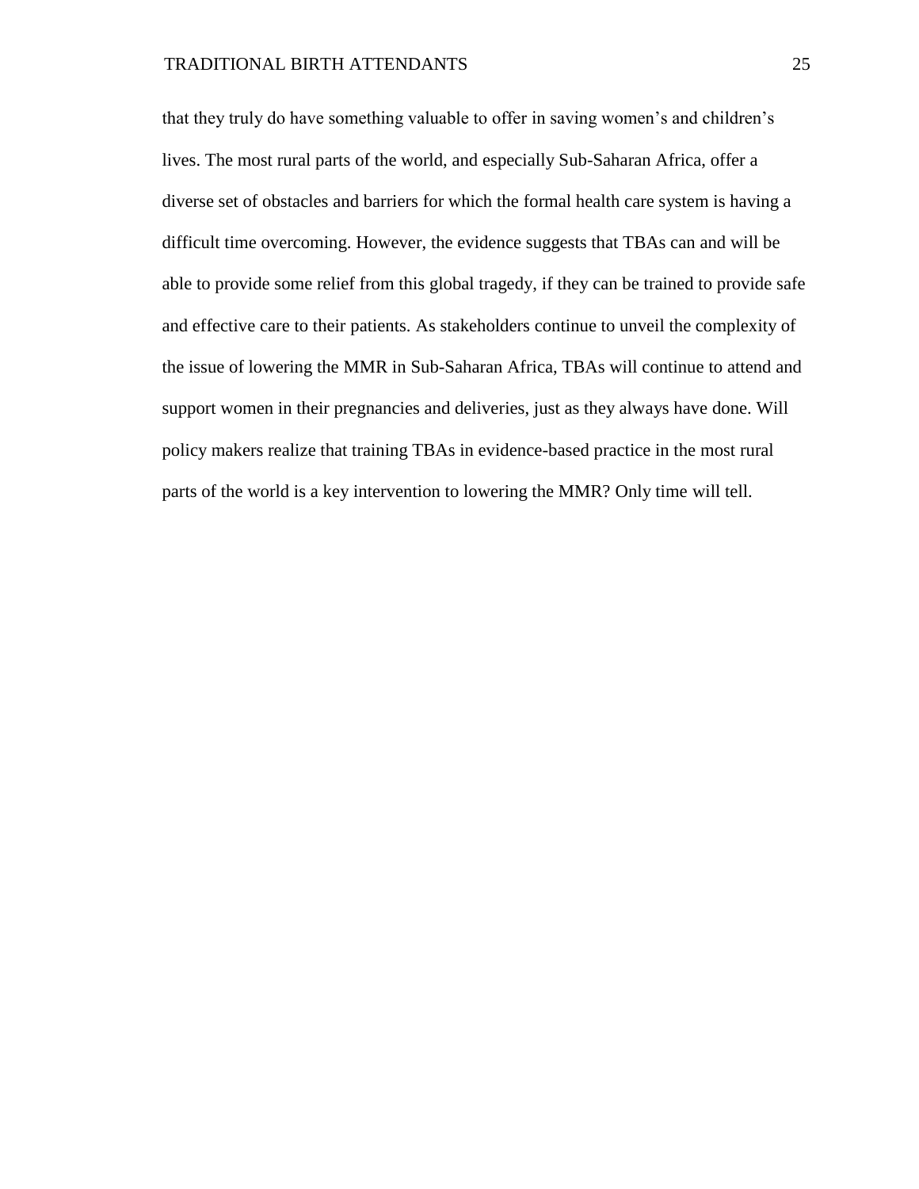that they truly do have something valuable to offer in saving women's and children's lives. The most rural parts of the world, and especially Sub-Saharan Africa, offer a diverse set of obstacles and barriers for which the formal health care system is having a difficult time overcoming. However, the evidence suggests that TBAs can and will be able to provide some relief from this global tragedy, if they can be trained to provide safe and effective care to their patients. As stakeholders continue to unveil the complexity of the issue of lowering the MMR in Sub-Saharan Africa, TBAs will continue to attend and support women in their pregnancies and deliveries, just as they always have done. Will policy makers realize that training TBAs in evidence-based practice in the most rural parts of the world is a key intervention to lowering the MMR? Only time will tell.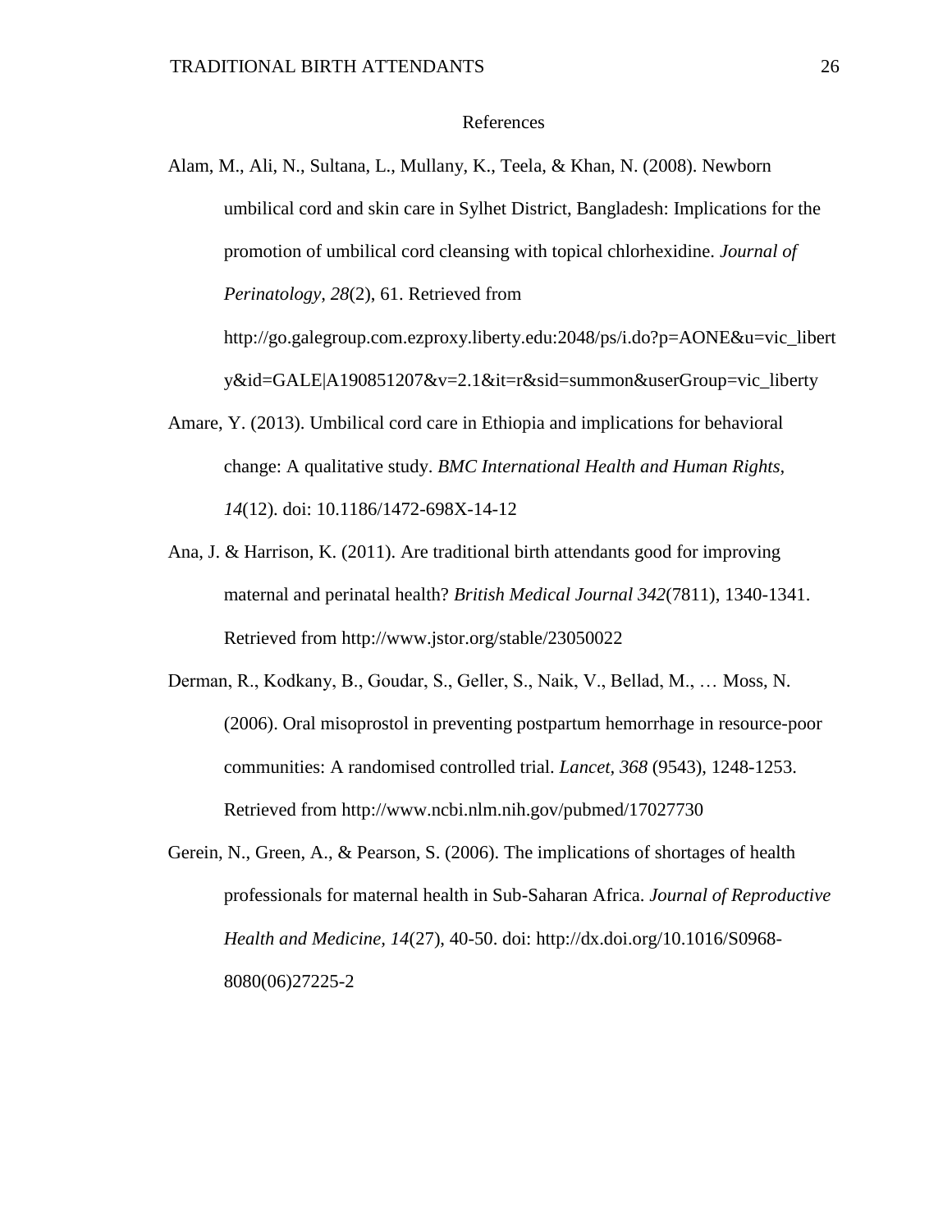# References

Alam, M., Ali, N., Sultana, L., Mullany, K., Teela, & Khan, N. (2008). Newborn umbilical cord and skin care in Sylhet District, Bangladesh: Implications for the promotion of umbilical cord cleansing with topical chlorhexidine. *Journal of Perinatology, 28*(2), 61. Retrieved from http://go.galegroup.com.ezproxy.liberty.edu:2048/ps/i.do?p=AONE&u=vic_liberty&id=GALE|A190851207&v=2.1&it=r&sid=summon&userGroup=vic_liberty

Amare, Y. (2013). Umbilical cord care in Ethiopia and implications for behavioral change: A qualitative study. *BMC International Health and Human Rights, 14*(12). doi: 10.1186/1472-698X-14-12

Ana, J. & Harrison, K. (2011). Are traditional birth attendants good for improving maternal and perinatal health? *British Medical Journal 342*(7811), 1340-1341. Retrieved from http://www.jstor.org/stable/23050022

Derman, R., Kodkany, B., Goudar, S., Geller, S., Naik, V., Bellad, M., … Moss, N. (2006). Oral misoprostol in preventing postpartum hemorrhage in resource-poor communities: A randomised controlled trial. *Lancet, 368* (9543), 1248-1253. Retrieved from http://www.ncbi.nlm.nih.gov/pubmed/17027730

Gerein, N., Green, A., & Pearson, S. (2006). The implications of shortages of health professionals for maternal health in Sub-Saharan Africa. *Journal of Reproductive Health and Medicine, 14*(27), 40-50. doi: http://dx.doi.org/10.1016/S0968-8080(06)27225-2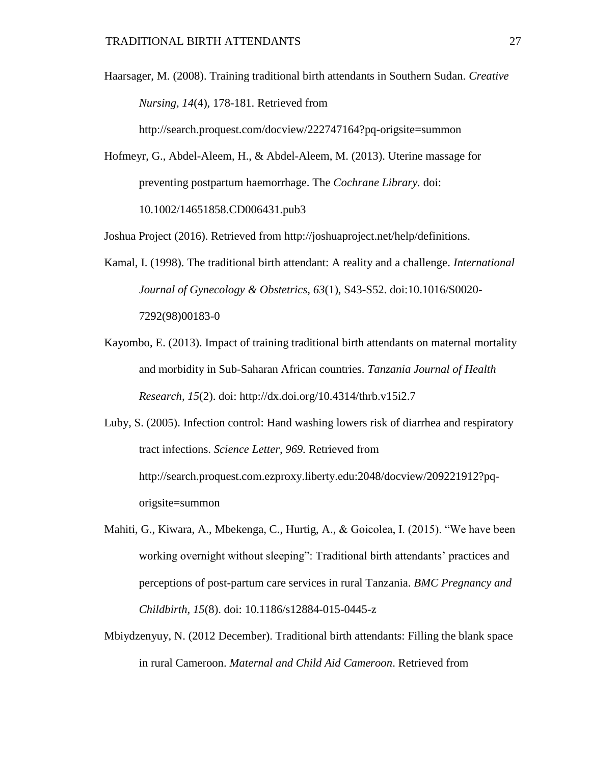Haarsager, M. (2008). Training traditional birth attendants in Southern Sudan. *Creative Nursing, 14*(4), 178-181. Retrieved from http://search.proquest.com/docview/222747164?pq-origsite=summon

Hofmeyr, G., Abdel-Aleem, H., & Abdel-Aleem, M. (2013). Uterine massage for preventing postpartum haemorrhage. The *Cochrane Library.* doi: 10.1002/14651858.CD006431.pub3

Joshua Project (2016). Retrieved from http://joshuaproject.net/help/definitions.

Kamal, I. (1998). The traditional birth attendant: A reality and a challenge. *International Journal of Gynecology & Obstetrics, 63*(1), S43-S52. doi:10.1016/S0020-7292(98)00183-0

Kayombo, E. (2013). Impact of training traditional birth attendants on maternal mortality and morbidity in Sub-Saharan African countries. *Tanzania Journal of Health Research, 15*(2). doi: http://dx.doi.org/10.4314/thrb.v15i2.7

Luby, S. (2005). Infection control: Hand washing lowers risk of diarrhea and respiratory tract infections. *Science Letter, 969.* Retrieved from http://search.proquest.com.ezproxy.liberty.edu:2048/docview/209221912?pq-origsite=summon

Mahiti, G., Kiwara, A., Mbekenga, C., Hurtig, A., & Goicolea, I. (2015). "We have been working overnight without sleeping": Traditional birth attendants' practices and perceptions of post-partum care services in rural Tanzania. *BMC Pregnancy and Childbirth, 15*(8). doi: 10.1186/s12884-015-0445-z

Mbiydzenyuy, N. (2012 December). Traditional birth attendants: Filling the blank space in rural Cameroon. *Maternal and Child Aid Cameroon*. Retrieved from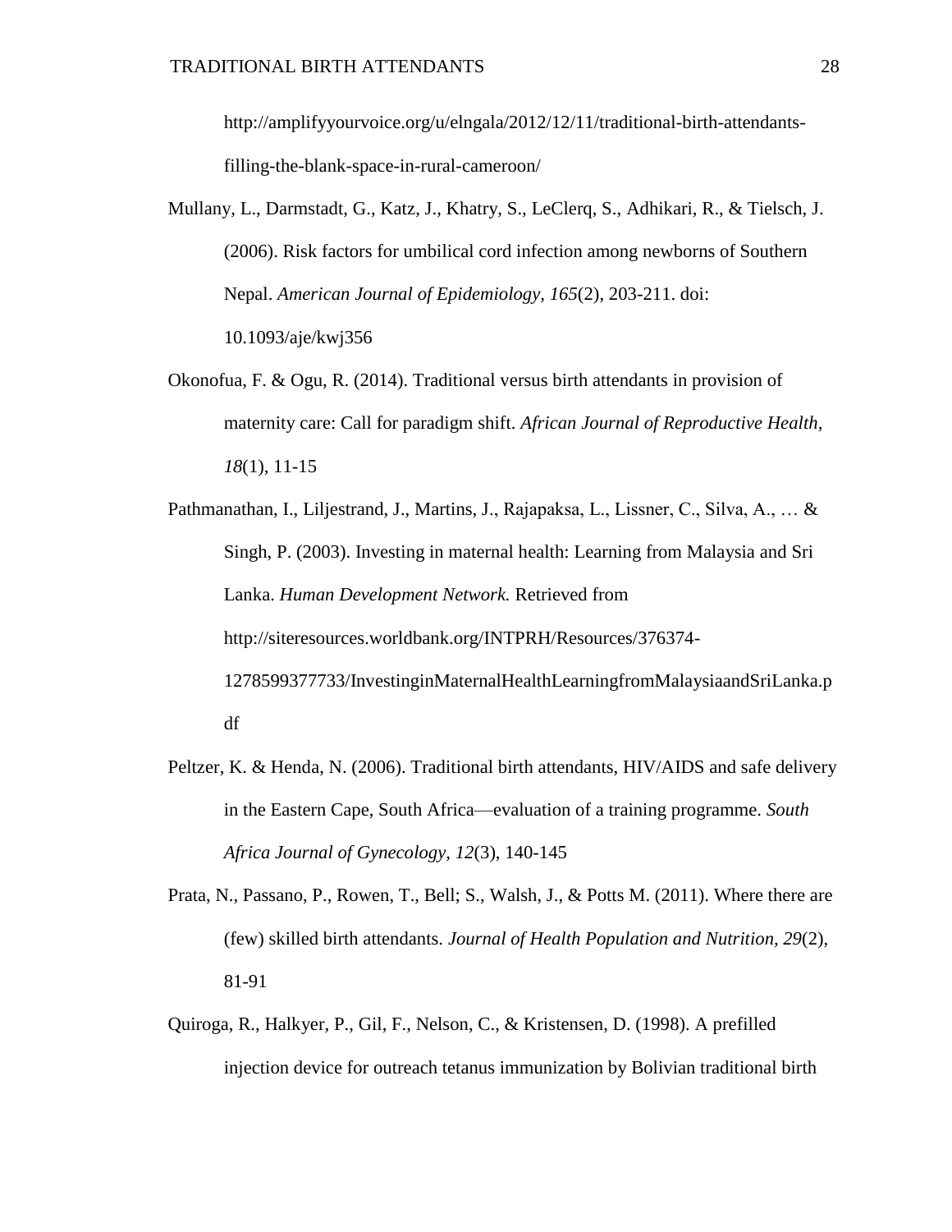http://amplifyyourvoice.org/u/elngala/2012/12/11/traditional-birth-attendants-filling-the-blank-space-in-rural-cameroon/

Mullany, L., Darmstadt, G., Katz, J., Khatry, S., LeClerq, S., Adhikari, R., & Tielsch, J. (2006). Risk factors for umbilical cord infection among newborns of Southern Nepal. *American Journal of Epidemiology, 165*(2), 203-211. doi: 10.1093/aje/kwj356

Okonofua, F. & Ogu, R. (2014). Traditional versus birth attendants in provision of maternity care: Call for paradigm shift. *African Journal of Reproductive Health, 18*(1), 11-15

Pathmanathan, I., Liljestrand, J., Martins, J., Rajapaksa, L., Lissner, C., Silva, A., … & Singh, P. (2003). Investing in maternal health: Learning from Malaysia and Sri Lanka. *Human Development Network.* Retrieved from http://siteresources.worldbank.org/INTPRH/Resources/376374-1278599377733/InvestinginMaternalHealthLearningfromMalaysiaandSriLanka.pdf

Peltzer, K. & Henda, N. (2006). Traditional birth attendants, HIV/AIDS and safe delivery in the Eastern Cape, South Africa—evaluation of a training programme. *South Africa Journal of Gynecology, 12*(3), 140-145

Prata, N., Passano, P., Rowen, T., Bell; S., Walsh, J., & Potts M. (2011). Where there are (few) skilled birth attendants. *Journal of Health Population and Nutrition, 29*(2), 81-91

Quiroga, R., Halkyer, P., Gil, F., Nelson, C., & Kristensen, D. (1998). A prefilled injection device for outreach tetanus immunization by Bolivian traditional birth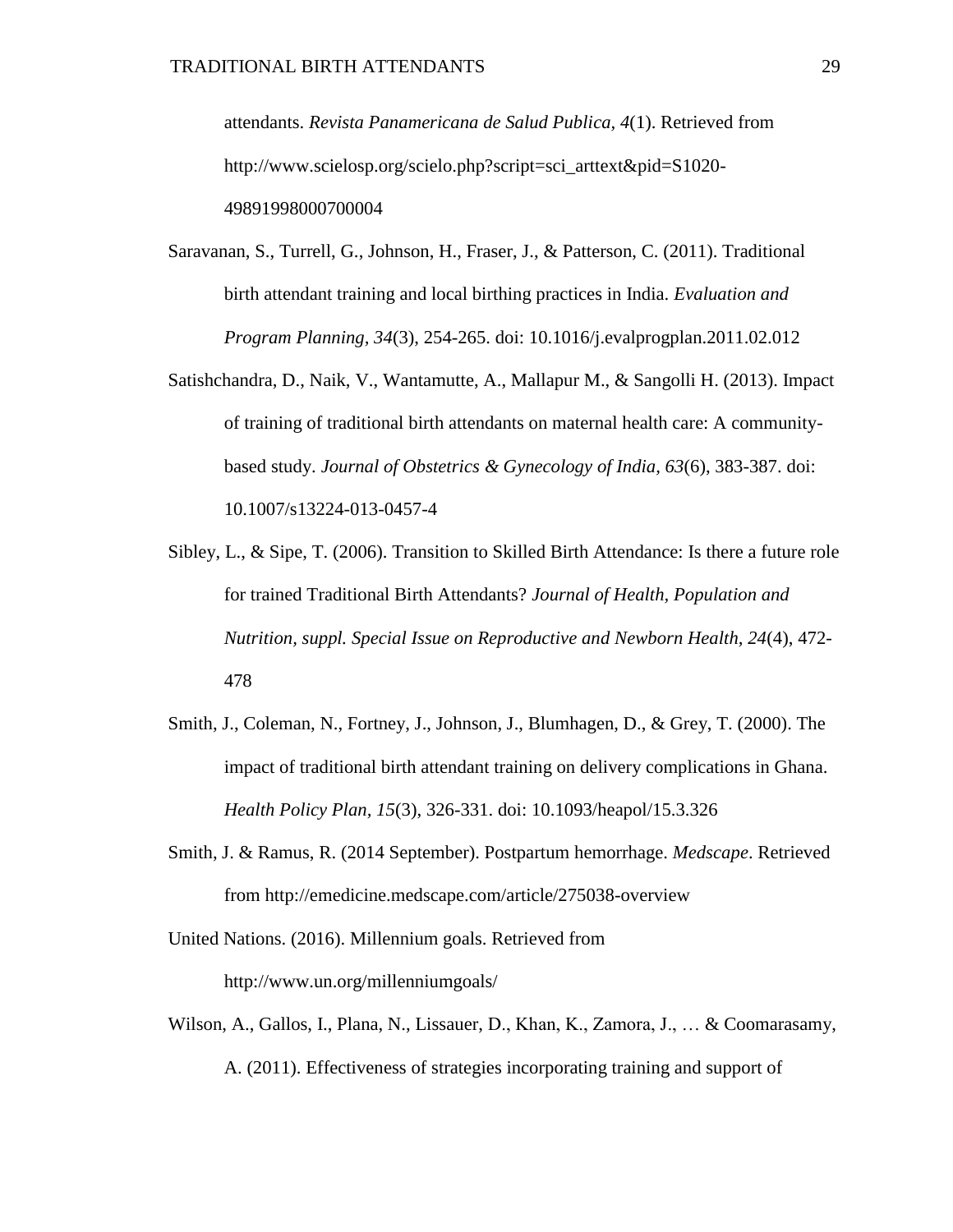attendants. *Revista Panamericana de Salud Publica, 4*(1). Retrieved from http://www.scielosp.org/scielo.php?script=sci_arttext&pid=S1020-49891998000700004

Saravanan, S., Turrell, G., Johnson, H., Fraser, J., & Patterson, C. (2011). Traditional birth attendant training and local birthing practices in India. *Evaluation and Program Planning, 34*(3), 254-265. doi: 10.1016/j.evalprogplan.2011.02.012

Satishchandra, D., Naik, V., Wantamutte, A., Mallapur M., & Sangolli H. (2013). Impact of training of traditional birth attendants on maternal health care: A community-based study. *Journal of Obstetrics & Gynecology of India, 63*(6), 383-387. doi: 10.1007/s13224-013-0457-4

Sibley, L., & Sipe, T. (2006). Transition to Skilled Birth Attendance: Is there a future role for trained Traditional Birth Attendants? *Journal of Health, Population and Nutrition, suppl. Special Issue on Reproductive and Newborn Health, 24*(4), 472-478

Smith, J., Coleman, N., Fortney, J., Johnson, J., Blumhagen, D., & Grey, T. (2000). The impact of traditional birth attendant training on delivery complications in Ghana. *Health Policy Plan, 15*(3), 326-331. doi: 10.1093/heapol/15.3.326

Smith, J. & Ramus, R. (2014 September). Postpartum hemorrhage. *Medscape*. Retrieved from http://emedicine.medscape.com/article/275038-overview

United Nations. (2016). Millennium goals. Retrieved from http://www.un.org/millenniumgoals/

Wilson, A., Gallos, I., Plana, N., Lissauer, D., Khan, K., Zamora, J., … & Coomarasamy, A. (2011). Effectiveness of strategies incorporating training and support of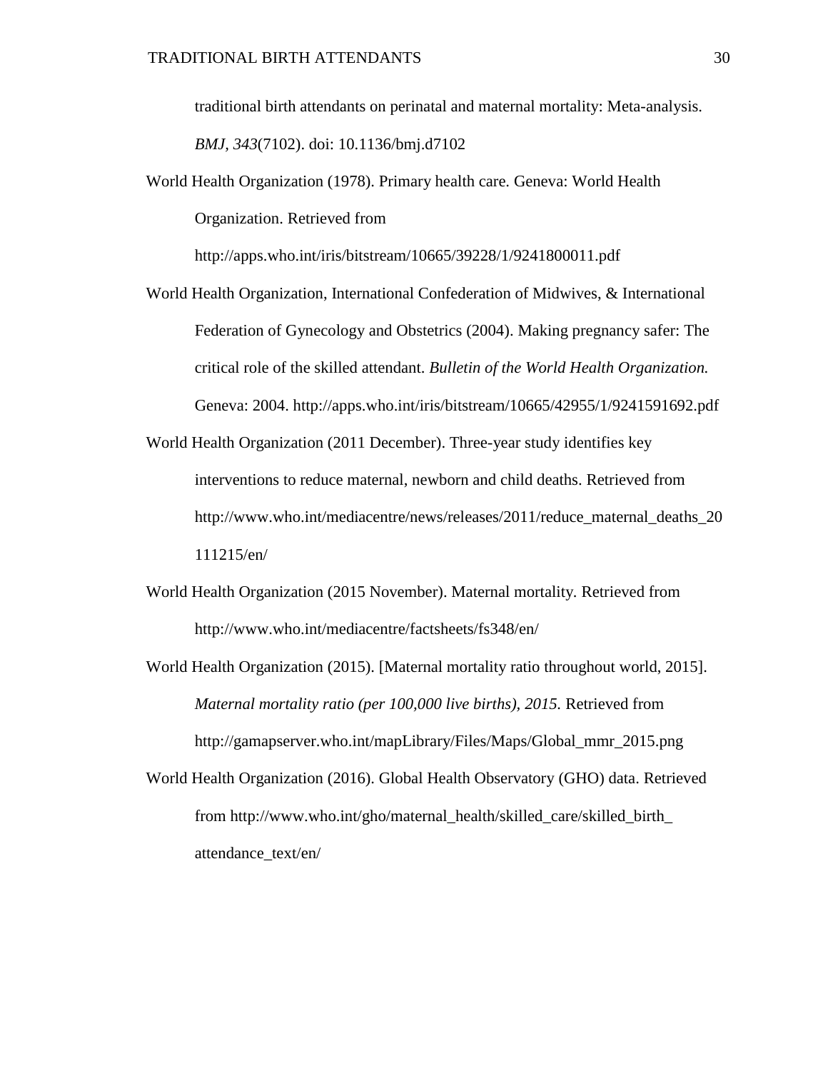traditional birth attendants on perinatal and maternal mortality: Meta-analysis. *BMJ, 343*(7102). doi: 10.1136/bmj.d7102

World Health Organization (1978). Primary health care. Geneva: World Health Organization. Retrieved from http://apps.who.int/iris/bitstream/10665/39228/1/9241800011.pdf

World Health Organization, International Confederation of Midwives, & International Federation of Gynecology and Obstetrics (2004). Making pregnancy safer: The critical role of the skilled attendant. *Bulletin of the World Health Organization.* Geneva: 2004. http://apps.who.int/iris/bitstream/10665/42955/1/9241591692.pdf

World Health Organization (2011 December). Three-year study identifies key interventions to reduce maternal, newborn and child deaths. Retrieved from http://www.who.int/mediacentre/news/releases/2011/reduce_maternal_deaths_20111215/en/

World Health Organization (2015 November). Maternal mortality. Retrieved from http://www.who.int/mediacentre/factsheets/fs348/en/

World Health Organization (2015). [Maternal mortality ratio throughout world, 2015]. *Maternal mortality ratio (per 100,000 live births), 2015.* Retrieved from http://gamapserver.who.int/mapLibrary/Files/Maps/Global_mmr_2015.png

World Health Organization (2016). Global Health Observatory (GHO) data. Retrieved from http://www.who.int/gho/maternal_health/skilled_care/skilled_birth_attendance_text/en/